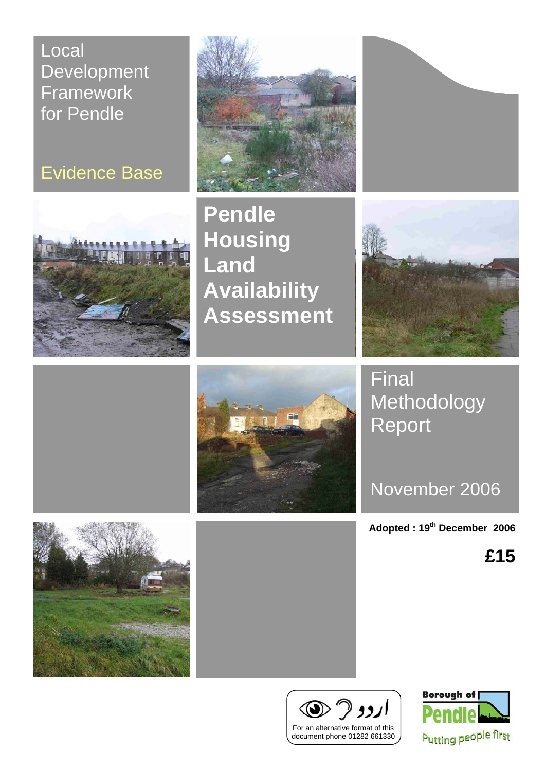Local Development Framework for Pendle

Evidence Base

# Pendle Housing Land Availability Assessment

## Final Methodology Report

November 2006

**Adopted : 19th December 2006**

**£15**

اردو

For an alternative format of this document phone 01282 661330

Borough of Pendle

Putting people first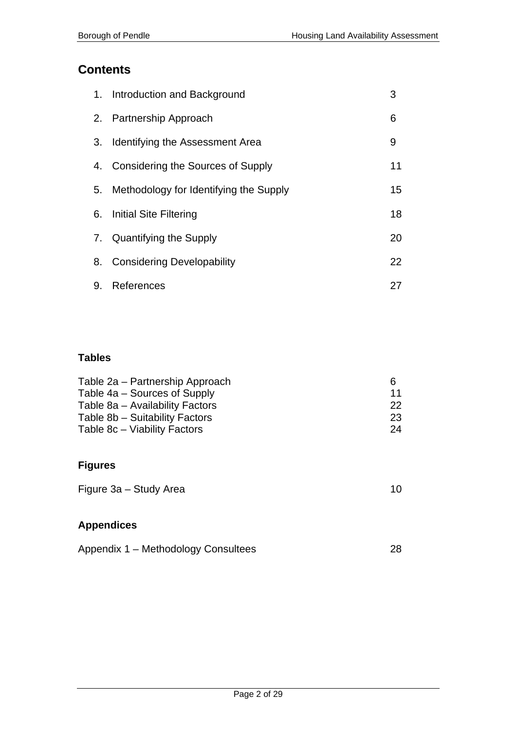## Contents

| | | |
|---|---|---|
| 1. | Introduction and Background | 3 |
| 2. | Partnership Approach | 6 |
| 3. | Identifying the Assessment Area | 9 |
| 4. | Considering the Sources of Supply | 11 |
| 5. | Methodology for Identifying the Supply | 15 |
| 6. | Initial Site Filtering | 18 |
| 7. | Quantifying the Supply | 20 |
| 8. | Considering Developability | 22 |
| 9. | References | 27 |

### Tables

| | |
|---|---|
| Table 2a – Partnership Approach | 6 |
| Table 4a – Sources of Supply | 11 |
| Table 8a – Availability Factors | 22 |
| Table 8b – Suitability Factors | 23 |
| Table 8c – Viability Factors | 24 |

### Figures

| | |
|---|---|
| Figure 3a – Study Area | 10 |

### Appendices

| | |
|---|---|
| Appendix 1 – Methodology Consultees | 28 |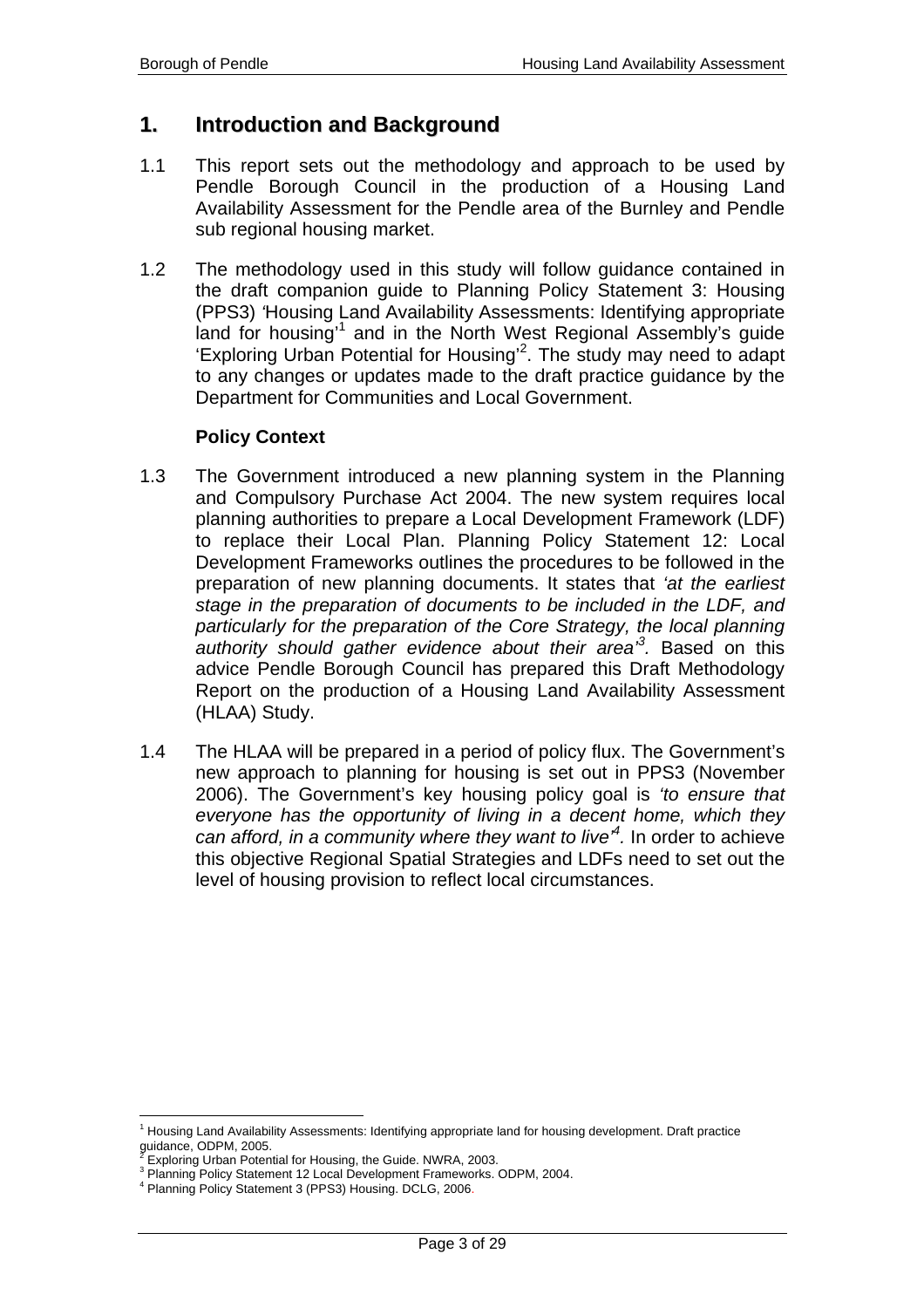# 1. Introduction and Background

1.1 This report sets out the methodology and approach to be used by Pendle Borough Council in the production of a Housing Land Availability Assessment for the Pendle area of the Burnley and Pendle sub regional housing market.

1.2 The methodology used in this study will follow guidance contained in the draft companion guide to Planning Policy Statement 3: Housing (PPS3) 'Housing Land Availability Assessments: Identifying appropriate land for housing'[1] and in the North West Regional Assembly's guide 'Exploring Urban Potential for Housing'[2]. The study may need to adapt to any changes or updates made to the draft practice guidance by the Department for Communities and Local Government.

**Policy Context**

1.3 The Government introduced a new planning system in the Planning and Compulsory Purchase Act 2004. The new system requires local planning authorities to prepare a Local Development Framework (LDF) to replace their Local Plan. Planning Policy Statement 12: Local Development Frameworks outlines the procedures to be followed in the preparation of new planning documents. It states that *'at the earliest stage in the preparation of documents to be included in the LDF, and particularly for the preparation of the Core Strategy, the local planning authority should gather evidence about their area'*[3]*.* Based on this advice Pendle Borough Council has prepared this Draft Methodology Report on the production of a Housing Land Availability Assessment (HLAA) Study.

1.4 The HLAA will be prepared in a period of policy flux. The Government's new approach to planning for housing is set out in PPS3 (November 2006). The Government's key housing policy goal is *'to ensure that everyone has the opportunity of living in a decent home, which they can afford, in a community where they want to live'*[4]*.* In order to achieve this objective Regional Spatial Strategies and LDFs need to set out the level of housing provision to reflect local circumstances.

---

[1] Housing Land Availability Assessments: Identifying appropriate land for housing development. Draft practice guidance, ODPM, 2005.
[2] Exploring Urban Potential for Housing, the Guide. NWRA, 2003.
[3] Planning Policy Statement 12 Local Development Frameworks. ODPM, 2004.
[4] Planning Policy Statement 3 (PPS3) Housing. DCLG, 2006.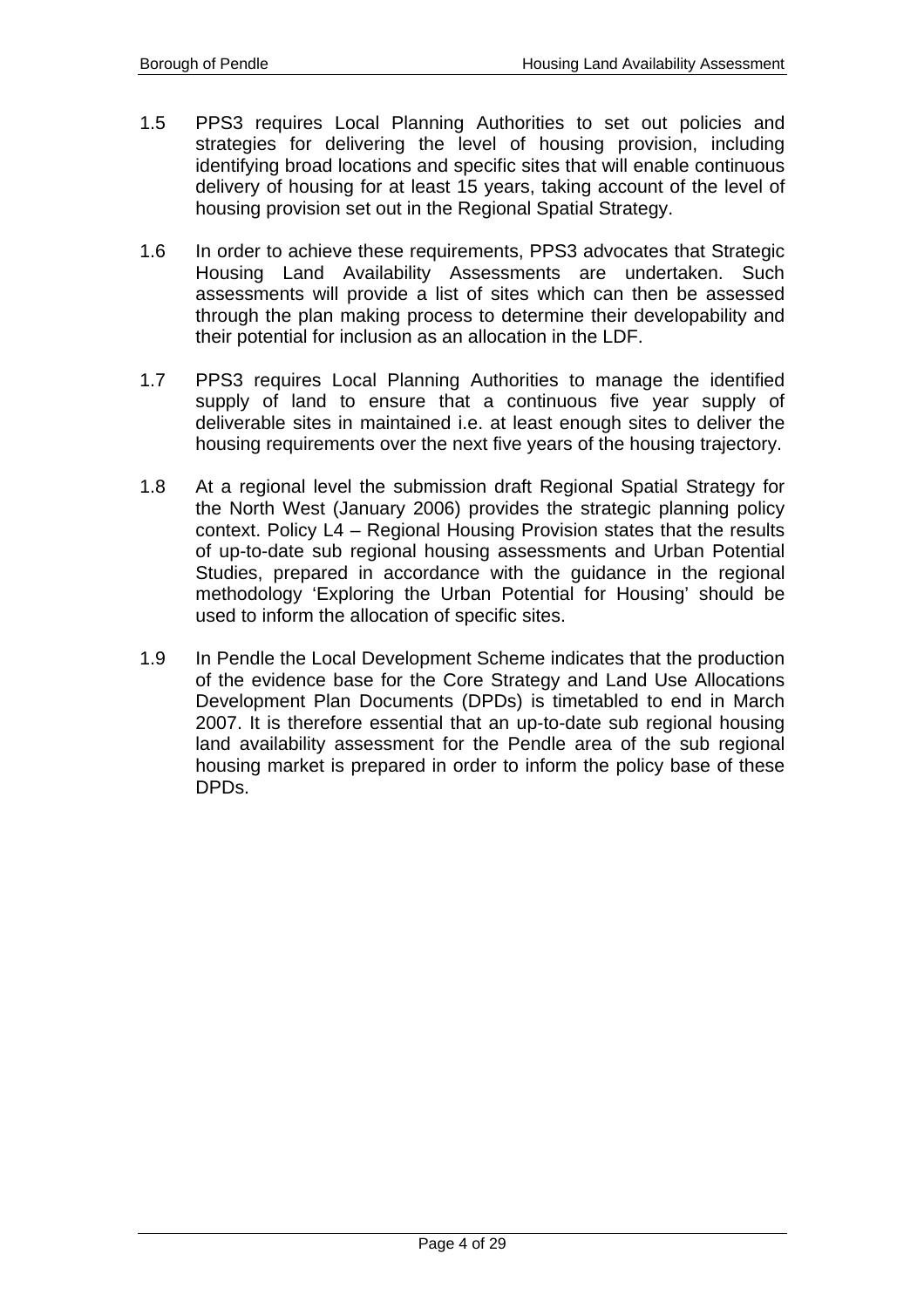1.5 PPS3 requires Local Planning Authorities to set out policies and strategies for delivering the level of housing provision, including identifying broad locations and specific sites that will enable continuous delivery of housing for at least 15 years, taking account of the level of housing provision set out in the Regional Spatial Strategy.

1.6 In order to achieve these requirements, PPS3 advocates that Strategic Housing Land Availability Assessments are undertaken. Such assessments will provide a list of sites which can then be assessed through the plan making process to determine their developability and their potential for inclusion as an allocation in the LDF.

1.7 PPS3 requires Local Planning Authorities to manage the identified supply of land to ensure that a continuous five year supply of deliverable sites in maintained i.e. at least enough sites to deliver the housing requirements over the next five years of the housing trajectory.

1.8 At a regional level the submission draft Regional Spatial Strategy for the North West (January 2006) provides the strategic planning policy context. Policy L4 – Regional Housing Provision states that the results of up-to-date sub regional housing assessments and Urban Potential Studies, prepared in accordance with the guidance in the regional methodology 'Exploring the Urban Potential for Housing' should be used to inform the allocation of specific sites.

1.9 In Pendle the Local Development Scheme indicates that the production of the evidence base for the Core Strategy and Land Use Allocations Development Plan Documents (DPDs) is timetabled to end in March 2007. It is therefore essential that an up-to-date sub regional housing land availability assessment for the Pendle area of the sub regional housing market is prepared in order to inform the policy base of these DPDs.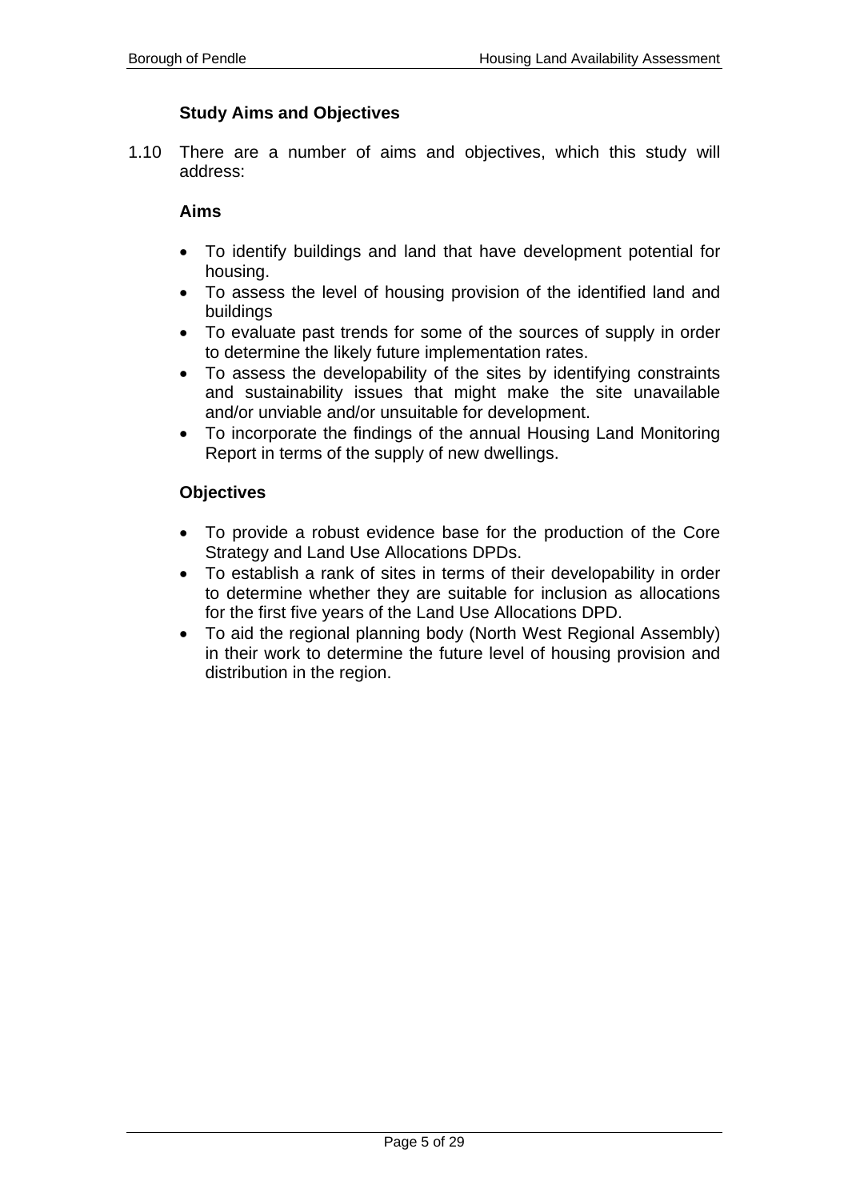### Study Aims and Objectives

1.10 There are a number of aims and objectives, which this study will address:

**Aims**

- To identify buildings and land that have development potential for housing.
- To assess the level of housing provision of the identified land and buildings
- To evaluate past trends for some of the sources of supply in order to determine the likely future implementation rates.
- To assess the developability of the sites by identifying constraints and sustainability issues that might make the site unavailable and/or unviable and/or unsuitable for development.
- To incorporate the findings of the annual Housing Land Monitoring Report in terms of the supply of new dwellings.

**Objectives**

- To provide a robust evidence base for the production of the Core Strategy and Land Use Allocations DPDs.
- To establish a rank of sites in terms of their developability in order to determine whether they are suitable for inclusion as allocations for the first five years of the Land Use Allocations DPD.
- To aid the regional planning body (North West Regional Assembly) in their work to determine the future level of housing provision and distribution in the region.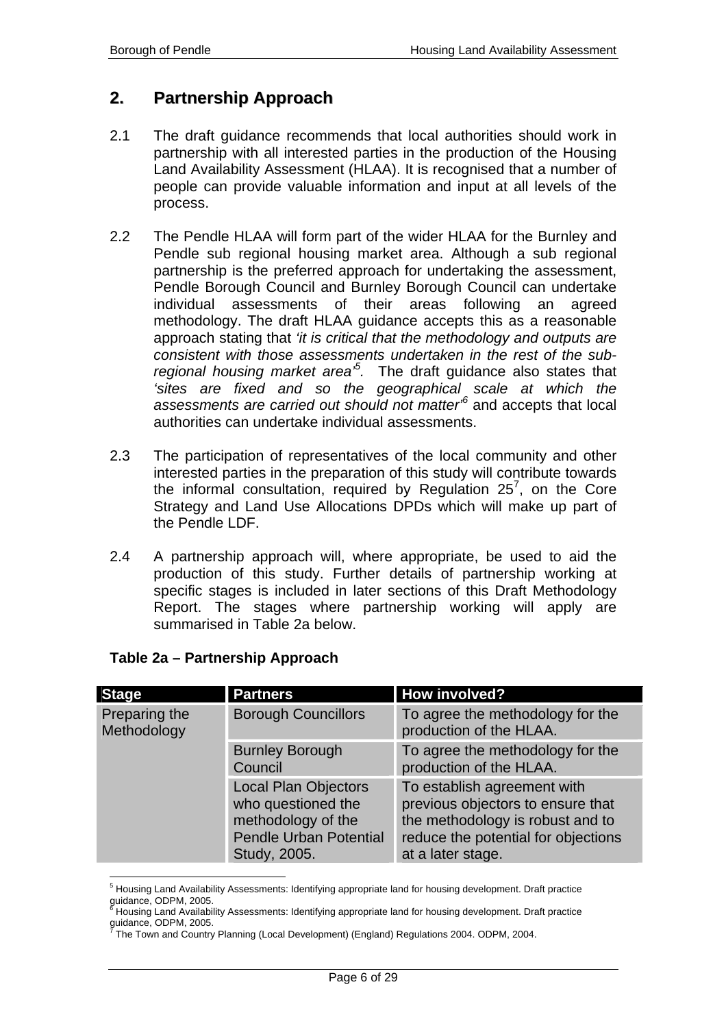## 2. Partnership Approach

2.1 The draft guidance recommends that local authorities should work in partnership with all interested parties in the production of the Housing Land Availability Assessment (HLAA). It is recognised that a number of people can provide valuable information and input at all levels of the process.

2.2 The Pendle HLAA will form part of the wider HLAA for the Burnley and Pendle sub regional housing market area. Although a sub regional partnership is the preferred approach for undertaking the assessment, Pendle Borough Council and Burnley Borough Council can undertake individual assessments of their areas following an agreed methodology. The draft HLAA guidance accepts this as a reasonable approach stating that *'it is critical that the methodology and outputs are consistent with those assessments undertaken in the rest of the sub-regional housing market area'*[5]. The draft guidance also states that *'sites are fixed and so the geographical scale at which the assessments are carried out should not matter'*[6] and accepts that local authorities can undertake individual assessments.

2.3 The participation of representatives of the local community and other interested parties in the preparation of this study will contribute towards the informal consultation, required by Regulation 25[7], on the Core Strategy and Land Use Allocations DPDs which will make up part of the Pendle LDF.

2.4 A partnership approach will, where appropriate, be used to aid the production of this study. Further details of partnership working at specific stages is included in later sections of this Draft Methodology Report. The stages where partnership working will apply are summarised in Table 2a below.

**Table 2a – Partnership Approach**

| Stage | Partners | How involved? |
|---|---|---|
| Preparing the Methodology | Borough Councillors | To agree the methodology for the production of the HLAA. |
| | Burnley Borough Council | To agree the methodology for the production of the HLAA. |
| | Local Plan Objectors who questioned the methodology of the Pendle Urban Potential Study, 2005. | To establish agreement with previous objectors to ensure that the methodology is robust and to reduce the potential for objections at a later stage. |

[5] Housing Land Availability Assessments: Identifying appropriate land for housing development. Draft practice guidance, ODPM, 2005.

[6] Housing Land Availability Assessments: Identifying appropriate land for housing development. Draft practice guidance, ODPM, 2005.

[7] The Town and Country Planning (Local Development) (England) Regulations 2004. ODPM, 2004.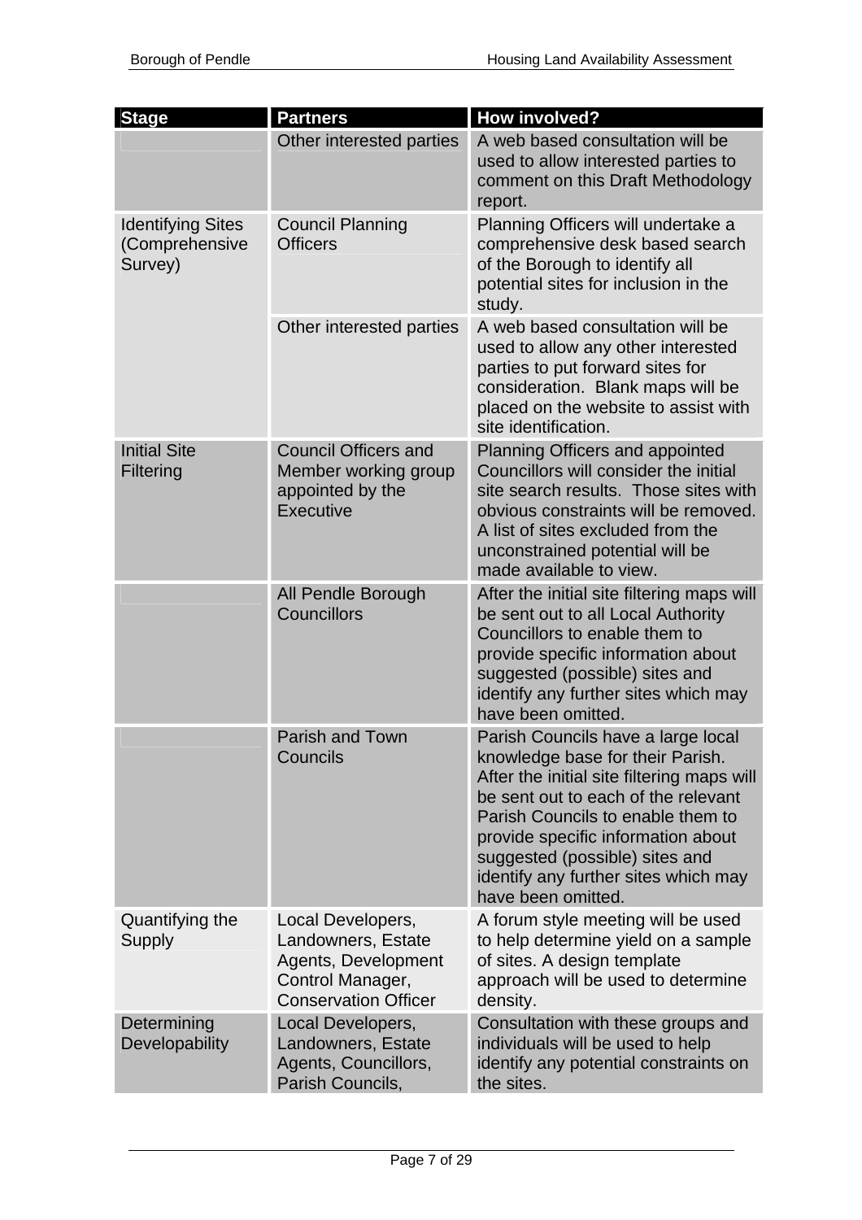| Stage | Partners | How involved? |
|---|---|---|
| | Other interested parties | A web based consultation will be used to allow interested parties to comment on this Draft Methodology report. |
| Identifying Sites (Comprehensive Survey) | Council Planning Officers | Planning Officers will undertake a comprehensive desk based search of the Borough to identify all potential sites for inclusion in the study. |
| | Other interested parties | A web based consultation will be used to allow any other interested parties to put forward sites for consideration. Blank maps will be placed on the website to assist with site identification. |
| Initial Site Filtering | Council Officers and Member working group appointed by the Executive | Planning Officers and appointed Councillors will consider the initial site search results. Those sites with obvious constraints will be removed. A list of sites excluded from the unconstrained potential will be made available to view. |
| | All Pendle Borough Councillors | After the initial site filtering maps will be sent out to all Local Authority Councillors to enable them to provide specific information about suggested (possible) sites and identify any further sites which may have been omitted. |
| | Parish and Town Councils | Parish Councils have a large local knowledge base for their Parish. After the initial site filtering maps will be sent out to each of the relevant Parish Councils to enable them to provide specific information about suggested (possible) sites and identify any further sites which may have been omitted. |
| Quantifying the Supply | Local Developers, Landowners, Estate Agents, Development Control Manager, Conservation Officer | A forum style meeting will be used to help determine yield on a sample of sites. A design template approach will be used to determine density. |
| Determining Developability | Local Developers, Landowners, Estate Agents, Councillors, Parish Councils, | Consultation with these groups and individuals will be used to help identify any potential constraints on the sites. |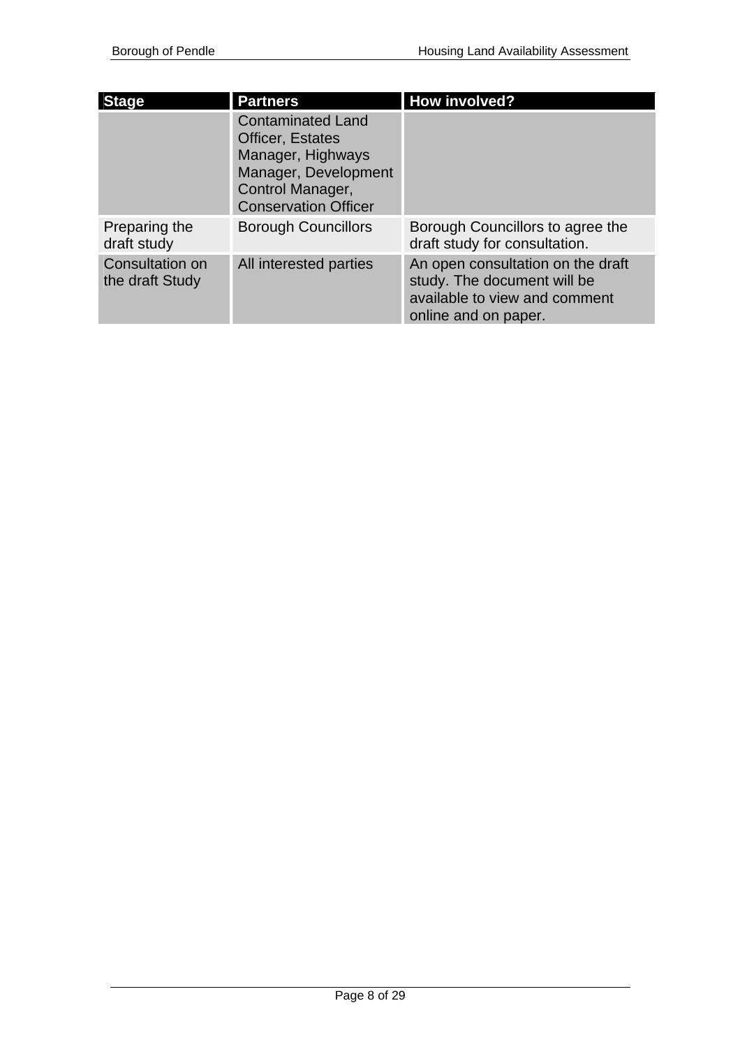| Stage | Partners | How involved? |
|---|---|---|
| | Contaminated Land Officer, Estates Manager, Highways Manager, Development Control Manager, Conservation Officer | |
| Preparing the draft study | Borough Councillors | Borough Councillors to agree the draft study for consultation. |
| Consultation on the draft Study | All interested parties | An open consultation on the draft study. The document will be available to view and comment online and on paper. |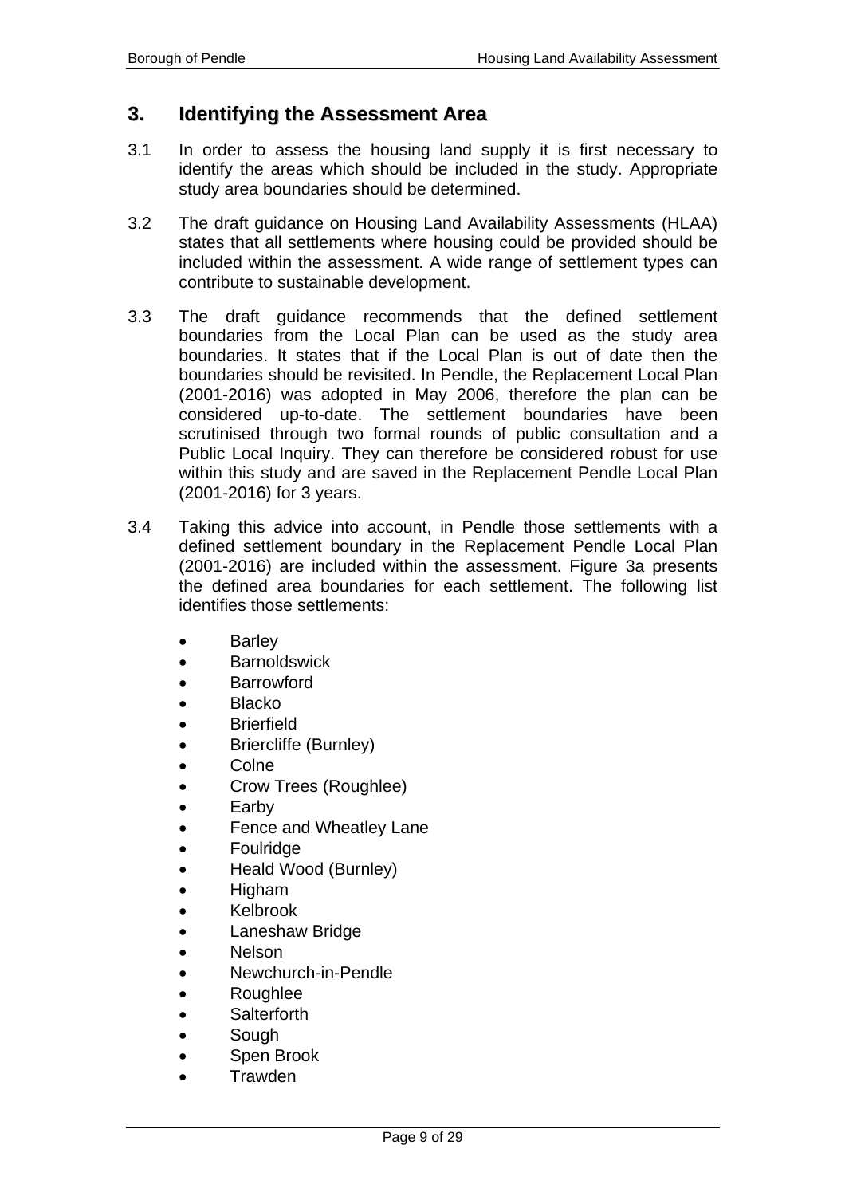## 3. Identifying the Assessment Area

3.1 In order to assess the housing land supply it is first necessary to identify the areas which should be included in the study. Appropriate study area boundaries should be determined.

3.2 The draft guidance on Housing Land Availability Assessments (HLAA) states that all settlements where housing could be provided should be included within the assessment. A wide range of settlement types can contribute to sustainable development.

3.3 The draft guidance recommends that the defined settlement boundaries from the Local Plan can be used as the study area boundaries. It states that if the Local Plan is out of date then the boundaries should be revisited. In Pendle, the Replacement Local Plan (2001-2016) was adopted in May 2006, therefore the plan can be considered up-to-date. The settlement boundaries have been scrutinised through two formal rounds of public consultation and a Public Local Inquiry. They can therefore be considered robust for use within this study and are saved in the Replacement Pendle Local Plan (2001-2016) for 3 years.

3.4 Taking this advice into account, in Pendle those settlements with a defined settlement boundary in the Replacement Pendle Local Plan (2001-2016) are included within the assessment. Figure 3a presents the defined area boundaries for each settlement. The following list identifies those settlements:

- Barley
- Barnoldswick
- Barrowford
- Blacko
- Brierfield
- Briercliffe (Burnley)
- Colne
- Crow Trees (Roughlee)
- Earby
- Fence and Wheatley Lane
- Foulridge
- Heald Wood (Burnley)
- Higham
- Kelbrook
- Laneshaw Bridge
- Nelson
- Newchurch-in-Pendle
- Roughlee
- Salterforth
- Sough
- Spen Brook
- Trawden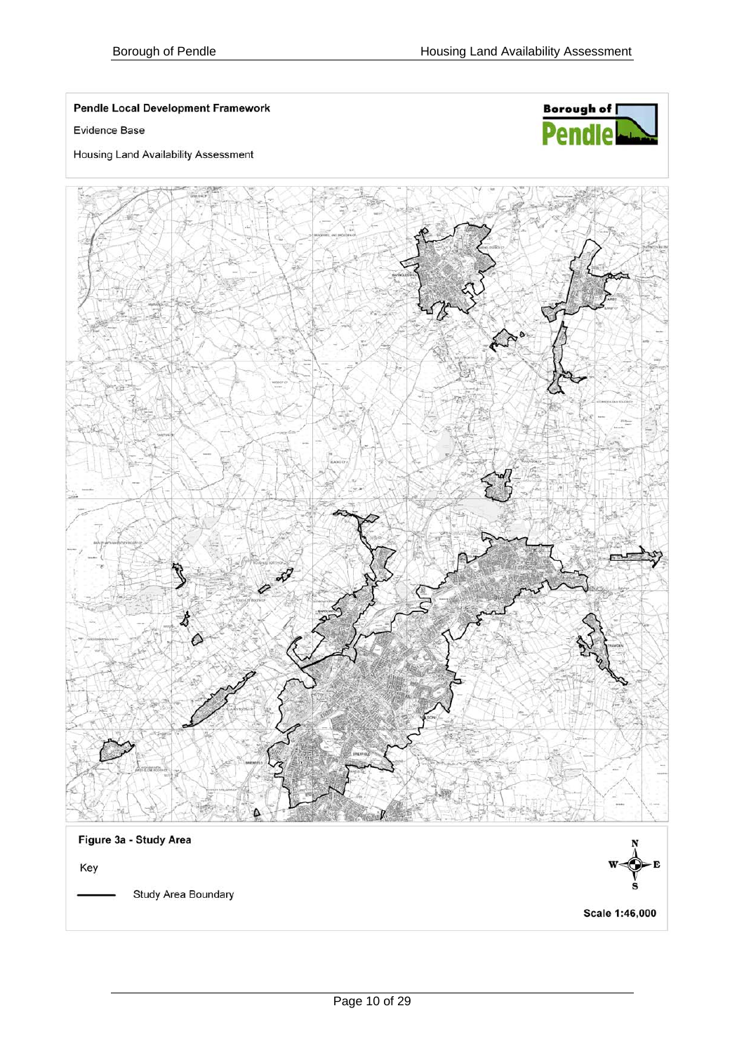**Pendle Local Development Framework**

Evidence Base

Housing Land Availability Assessment

Figure 3a - Study Area

Key

Study Area Boundary

Scale 1:46,000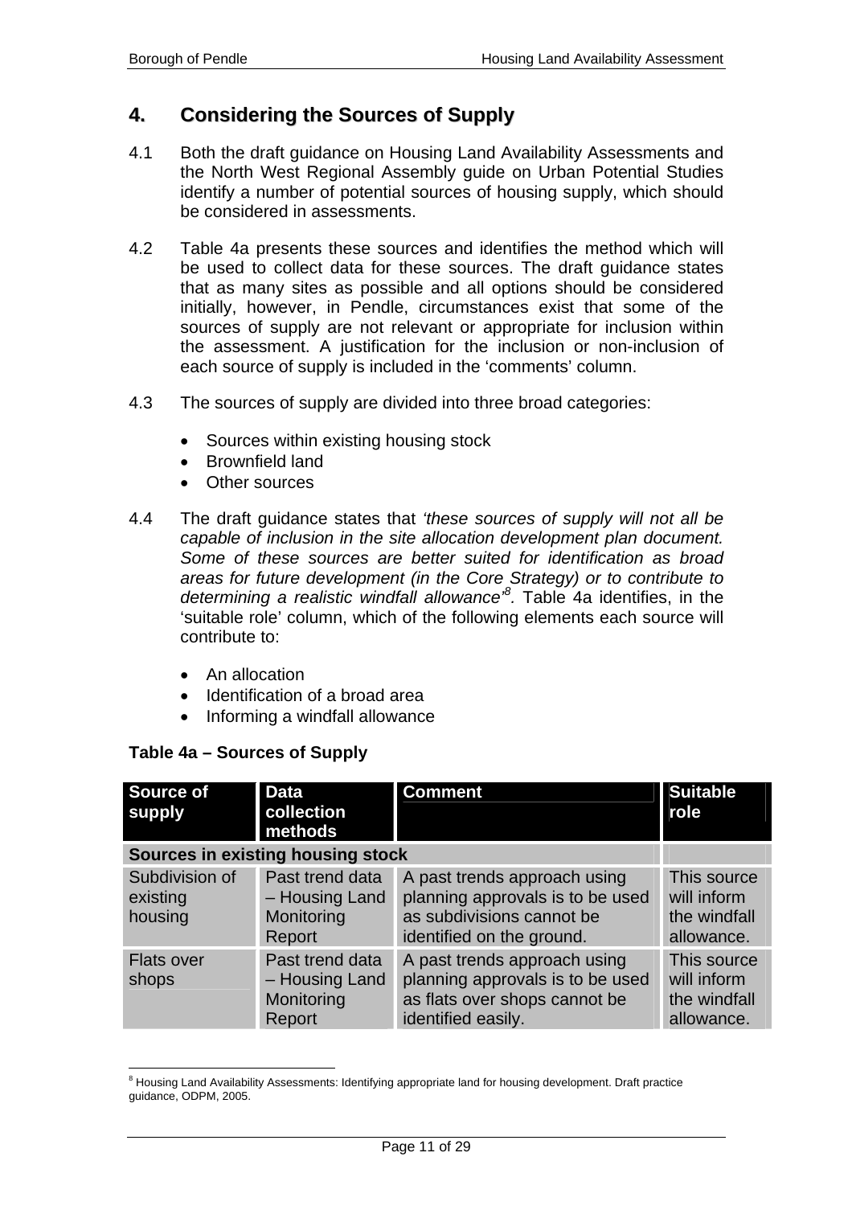## 4. Considering the Sources of Supply

4.1 Both the draft guidance on Housing Land Availability Assessments and the North West Regional Assembly guide on Urban Potential Studies identify a number of potential sources of housing supply, which should be considered in assessments.

4.2 Table 4a presents these sources and identifies the method which will be used to collect data for these sources. The draft guidance states that as many sites as possible and all options should be considered initially, however, in Pendle, circumstances exist that some of the sources of supply are not relevant or appropriate for inclusion within the assessment. A justification for the inclusion or non-inclusion of each source of supply is included in the 'comments' column.

4.3 The sources of supply are divided into three broad categories:

- Sources within existing housing stock
- Brownfield land
- Other sources

4.4 The draft guidance states that *'these sources of supply will not all be capable of inclusion in the site allocation development plan document. Some of these sources are better suited for identification as broad areas for future development (in the Core Strategy) or to contribute to determining a realistic windfall allowance'*[8]. Table 4a identifies, in the 'suitable role' column, which of the following elements each source will contribute to:

- An allocation
- Identification of a broad area
- Informing a windfall allowance

**Table 4a – Sources of Supply**

| Source of supply | Data collection methods | Comment | Suitable role |
|---|---|---|---|
| **Sources in existing housing stock** | | | |
| Subdivision of existing housing | Past trend data – Housing Land Monitoring Report | A past trends approach using planning approvals is to be used as subdivisions cannot be identified on the ground. | This source will inform the windfall allowance. |
| Flats over shops | Past trend data – Housing Land Monitoring Report | A past trends approach using planning approvals is to be used as flats over shops cannot be identified easily. | This source will inform the windfall allowance. |

[8] Housing Land Availability Assessments: Identifying appropriate land for housing development. Draft practice guidance, ODPM, 2005.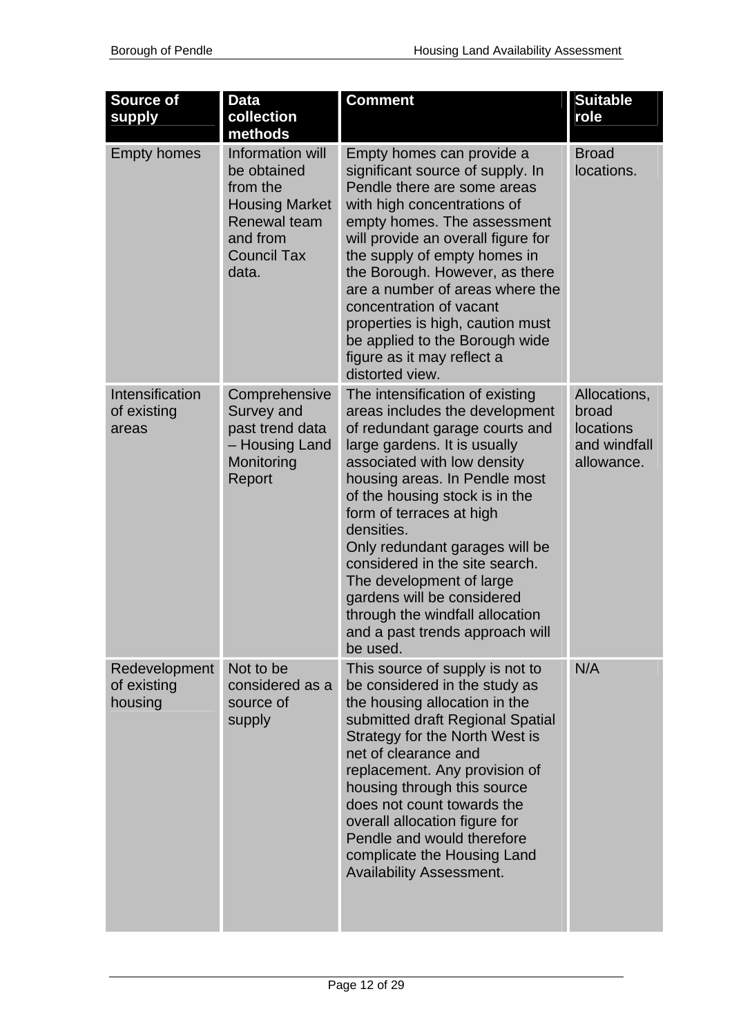| Source of supply | Data collection methods | Comment | Suitable role |
|---|---|---|---|
| Empty homes | Information will be obtained from the Housing Market Renewal team and from Council Tax data. | Empty homes can provide a significant source of supply. In Pendle there are some areas with high concentrations of empty homes. The assessment will provide an overall figure for the supply of empty homes in the Borough. However, as there are a number of areas where the concentration of vacant properties is high, caution must be applied to the Borough wide figure as it may reflect a distorted view. | Broad locations. |
| Intensification of existing areas | Comprehensive Survey and past trend data – Housing Land Monitoring Report | The intensification of existing areas includes the development of redundant garage courts and large gardens. It is usually associated with low density housing areas. In Pendle most of the housing stock is in the form of terraces at high densities.<br>Only redundant garages will be considered in the site search. The development of large gardens will be considered through the windfall allocation and a past trends approach will be used. | Allocations, broad locations and windfall allowance. |
| Redevelopment of existing housing | Not to be considered as a source of supply | This source of supply is not to be considered in the study as the housing allocation in the submitted draft Regional Spatial Strategy for the North West is net of clearance and replacement. Any provision of housing through this source does not count towards the overall allocation figure for Pendle and would therefore complicate the Housing Land Availability Assessment. | N/A |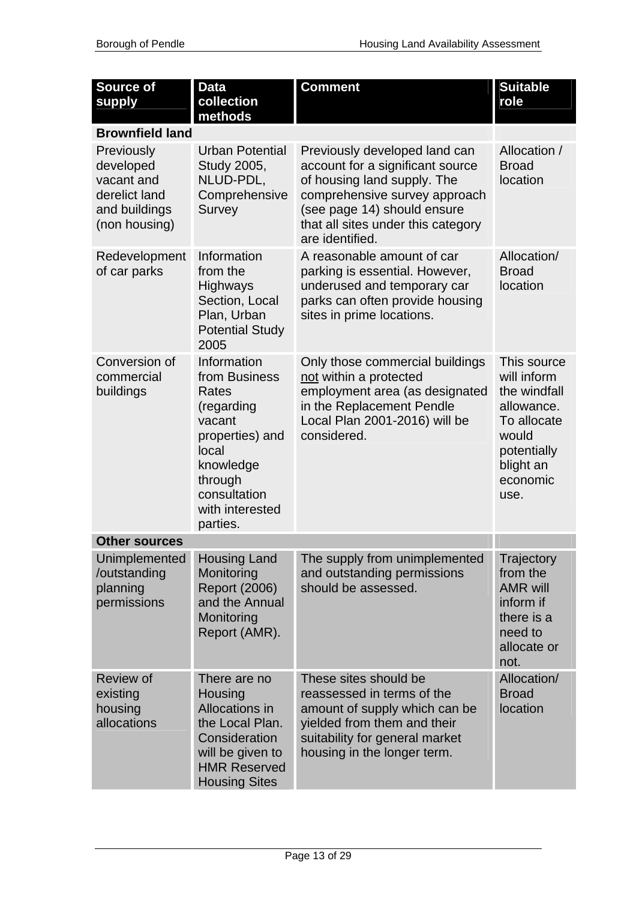| Source of supply | Data collection methods | Comment | Suitable role |
|---|---|---|---|
| **Brownfield land** | | | |
| Previously developed vacant and derelict land and buildings (non housing) | Urban Potential Study 2005, NLUD-PDL, Comprehensive Survey | Previously developed land can account for a significant source of housing land supply. The comprehensive survey approach (see page 14) should ensure that all sites under this category are identified. | Allocation / Broad location |
| Redevelopment of car parks | Information from the Highways Section, Local Plan, Urban Potential Study 2005 | A reasonable amount of car parking is essential. However, underused and temporary car parks can often provide housing sites in prime locations. | Allocation/ Broad location |
| Conversion of commercial buildings | Information from Business Rates (regarding vacant properties) and local knowledge through consultation with interested parties. | Only those commercial buildings not within a protected employment area (as designated in the Replacement Pendle Local Plan 2001-2016) will be considered. | This source will inform the windfall allowance. To allocate would potentially blight an economic use. |
| **Other sources** | | | |
| Unimplemented /outstanding planning permissions | Housing Land Monitoring Report (2006) and the Annual Monitoring Report (AMR). | The supply from unimplemented and outstanding permissions should be assessed. | Trajectory from the AMR will inform if there is a need to allocate or not. |
| Review of existing housing allocations | There are no Housing Allocations in the Local Plan. Consideration will be given to HMR Reserved Housing Sites | These sites should be reassessed in terms of the amount of supply which can be yielded from them and their suitability for general market housing in the longer term. | Allocation/ Broad location |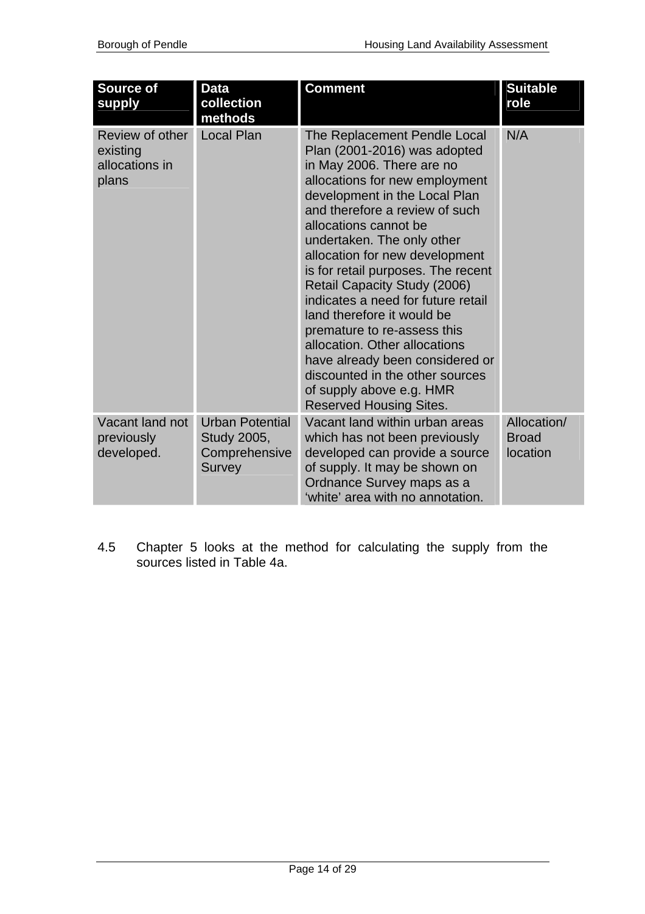| Source of supply | Data collection methods | Comment | Suitable role |
|---|---|---|---|
| Review of other existing allocations in plans | Local Plan | The Replacement Pendle Local Plan (2001-2016) was adopted in May 2006. There are no allocations for new employment development in the Local Plan and therefore a review of such allocations cannot be undertaken. The only other allocation for new development is for retail purposes. The recent Retail Capacity Study (2006) indicates a need for future retail land therefore it would be premature to re-assess this allocation. Other allocations have already been considered or discounted in the other sources of supply above e.g. HMR Reserved Housing Sites. | N/A |
| Vacant land not previously developed. | Urban Potential Study 2005, Comprehensive Survey | Vacant land within urban areas which has not been previously developed can provide a source of supply. It may be shown on Ordnance Survey maps as a 'white' area with no annotation. | Allocation/ Broad location |

4.5 Chapter 5 looks at the method for calculating the supply from the sources listed in Table 4a.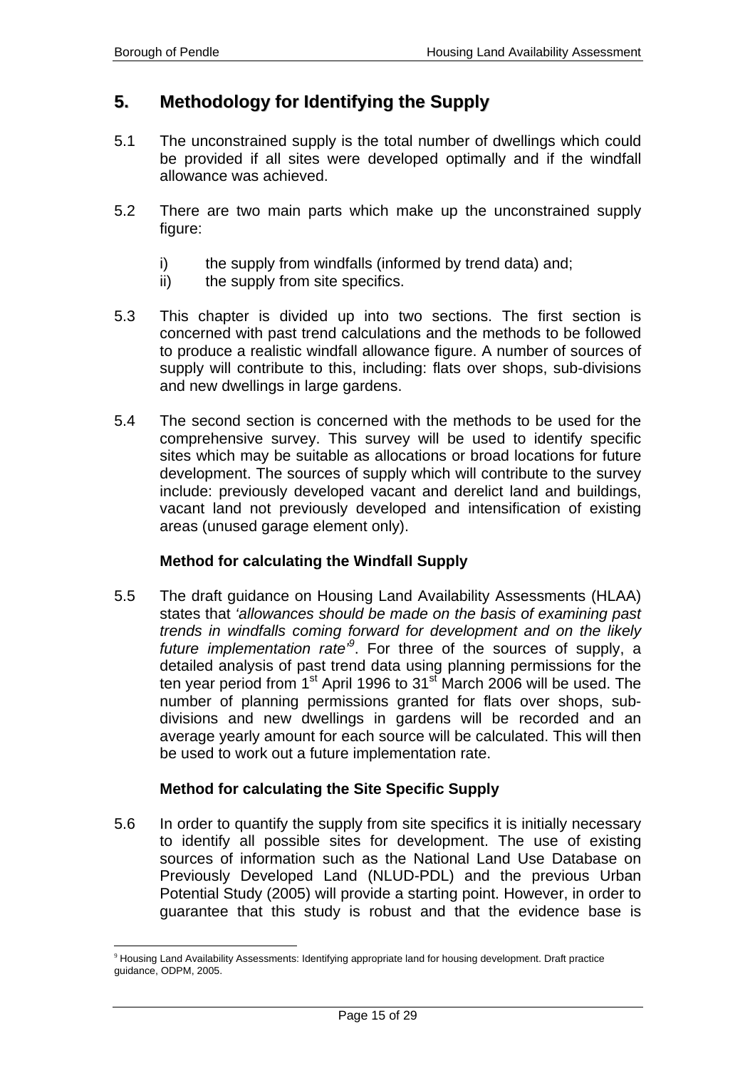## 5. Methodology for Identifying the Supply

5.1 The unconstrained supply is the total number of dwellings which could be provided if all sites were developed optimally and if the windfall allowance was achieved.

5.2 There are two main parts which make up the unconstrained supply figure:

i) the supply from windfalls (informed by trend data) and;
ii) the supply from site specifics.

5.3 This chapter is divided up into two sections. The first section is concerned with past trend calculations and the methods to be followed to produce a realistic windfall allowance figure. A number of sources of supply will contribute to this, including: flats over shops, sub-divisions and new dwellings in large gardens.

5.4 The second section is concerned with the methods to be used for the comprehensive survey. This survey will be used to identify specific sites which may be suitable as allocations or broad locations for future development. The sources of supply which will contribute to the survey include: previously developed vacant and derelict land and buildings, vacant land not previously developed and intensification of existing areas (unused garage element only).

**Method for calculating the Windfall Supply**

5.5 The draft guidance on Housing Land Availability Assessments (HLAA) states that *'allowances should be made on the basis of examining past trends in windfalls coming forward for development and on the likely future implementation rate'*[9]. For three of the sources of supply, a detailed analysis of past trend data using planning permissions for the ten year period from 1st April 1996 to 31st March 2006 will be used. The number of planning permissions granted for flats over shops, sub-divisions and new dwellings in gardens will be recorded and an average yearly amount for each source will be calculated. This will then be used to work out a future implementation rate.

**Method for calculating the Site Specific Supply**

5.6 In order to quantify the supply from site specifics it is initially necessary to identify all possible sites for development. The use of existing sources of information such as the National Land Use Database on Previously Developed Land (NLUD-PDL) and the previous Urban Potential Study (2005) will provide a starting point. However, in order to guarantee that this study is robust and that the evidence base is

---

[9] Housing Land Availability Assessments: Identifying appropriate land for housing development. Draft practice guidance, ODPM, 2005.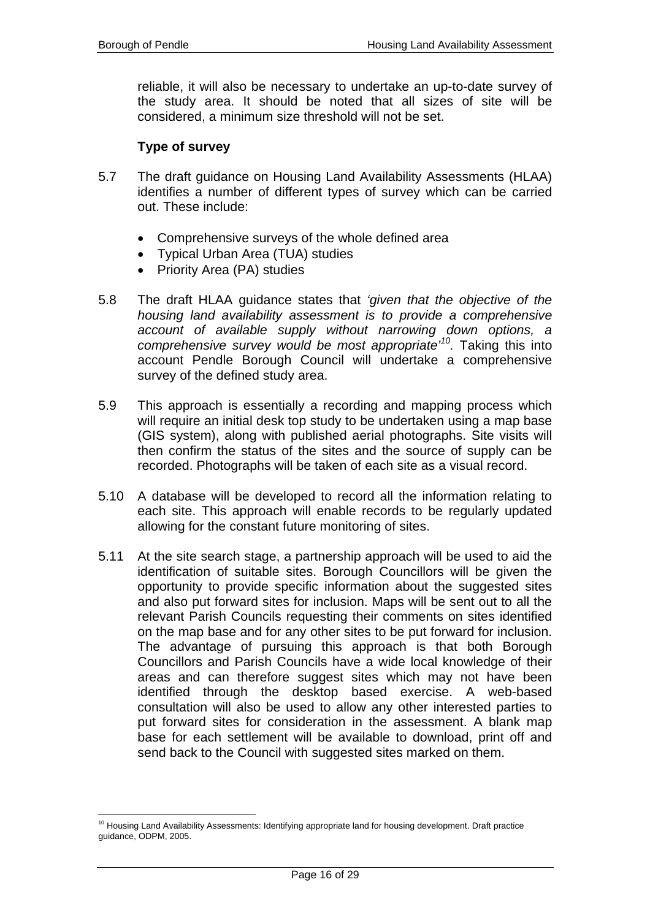reliable, it will also be necessary to undertake an up-to-date survey of the study area. It should be noted that all sizes of site will be considered, a minimum size threshold will not be set.

### Type of survey

5.7 The draft guidance on Housing Land Availability Assessments (HLAA) identifies a number of different types of survey which can be carried out. These include:

- Comprehensive surveys of the whole defined area
- Typical Urban Area (TUA) studies
- Priority Area (PA) studies

5.8 The draft HLAA guidance states that *'given that the objective of the housing land availability assessment is to provide a comprehensive account of available supply without narrowing down options, a comprehensive survey would be most appropriate'*[10]. Taking this into account Pendle Borough Council will undertake a comprehensive survey of the defined study area.

5.9 This approach is essentially a recording and mapping process which will require an initial desk top study to be undertaken using a map base (GIS system), along with published aerial photographs. Site visits will then confirm the status of the sites and the source of supply can be recorded. Photographs will be taken of each site as a visual record.

5.10 A database will be developed to record all the information relating to each site. This approach will enable records to be regularly updated allowing for the constant future monitoring of sites.

5.11 At the site search stage, a partnership approach will be used to aid the identification of suitable sites. Borough Councillors will be given the opportunity to provide specific information about the suggested sites and also put forward sites for inclusion. Maps will be sent out to all the relevant Parish Councils requesting their comments on sites identified on the map base and for any other sites to be put forward for inclusion. The advantage of pursuing this approach is that both Borough Councillors and Parish Councils have a wide local knowledge of their areas and can therefore suggest sites which may not have been identified through the desktop based exercise. A web-based consultation will also be used to allow any other interested parties to put forward sites for consideration in the assessment. A blank map base for each settlement will be available to download, print off and send back to the Council with suggested sites marked on them.

---

[10] Housing Land Availability Assessments: Identifying appropriate land for housing development. Draft practice guidance, ODPM, 2005.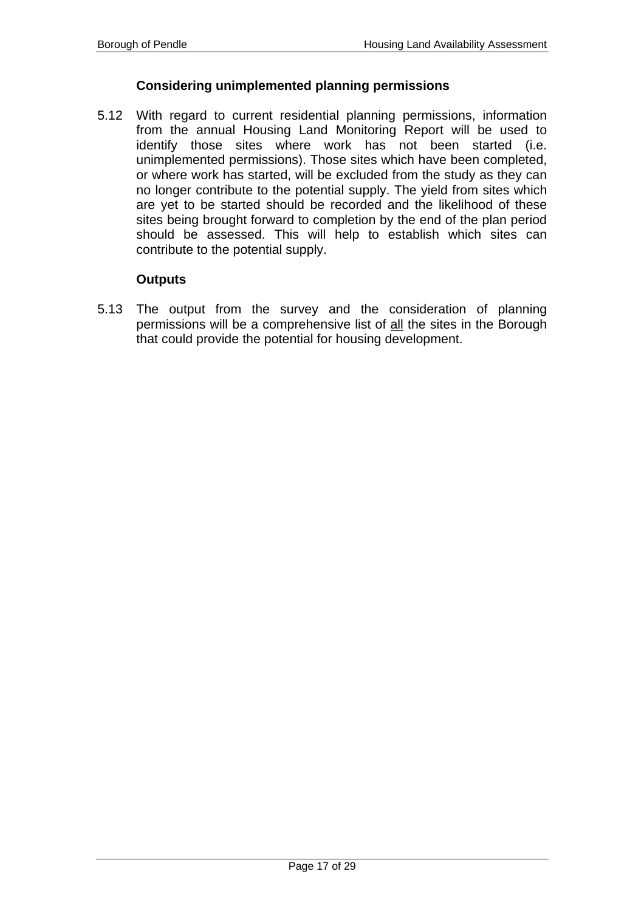### Considering unimplemented planning permissions

5.12 With regard to current residential planning permissions, information from the annual Housing Land Monitoring Report will be used to identify those sites where work has not been started (i.e. unimplemented permissions). Those sites which have been completed, or where work has started, will be excluded from the study as they can no longer contribute to the potential supply. The yield from sites which are yet to be started should be recorded and the likelihood of these sites being brought forward to completion by the end of the plan period should be assessed. This will help to establish which sites can contribute to the potential supply.

### Outputs

5.13 The output from the survey and the consideration of planning permissions will be a comprehensive list of <u>all</u> the sites in the Borough that could provide the potential for housing development.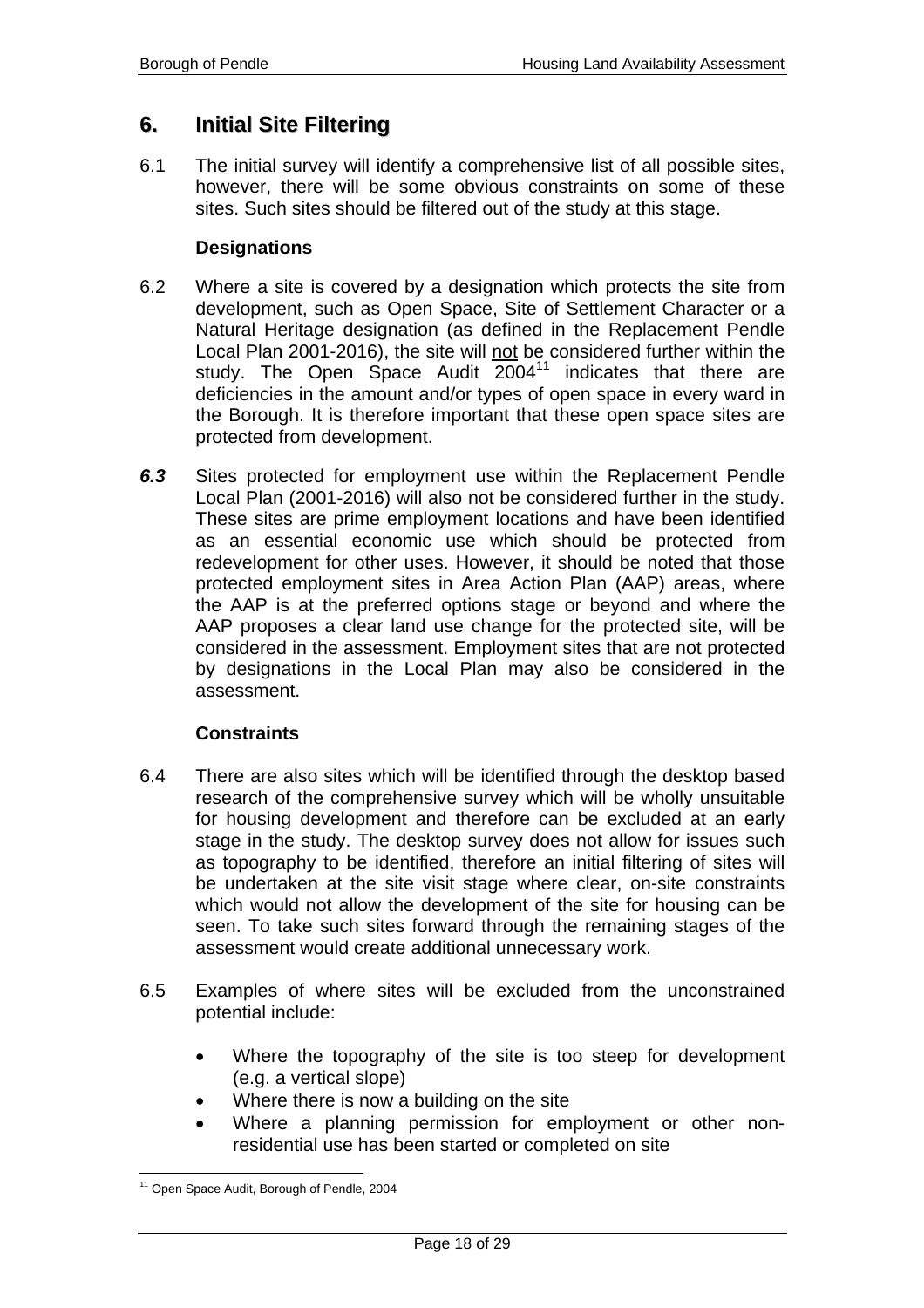## 6. Initial Site Filtering

6.1 The initial survey will identify a comprehensive list of all possible sites, however, there will be some obvious constraints on some of these sites. Such sites should be filtered out of the study at this stage.

**Designations**

6.2 Where a site is covered by a designation which protects the site from development, such as Open Space, Site of Settlement Character or a Natural Heritage designation (as defined in the Replacement Pendle Local Plan 2001-2016), the site will <u>not</u> be considered further within the study. The Open Space Audit 2004[11] indicates that there are deficiencies in the amount and/or types of open space in every ward in the Borough. It is therefore important that these open space sites are protected from development.

***6.3*** Sites protected for employment use within the Replacement Pendle Local Plan (2001-2016) will also not be considered further in the study. These sites are prime employment locations and have been identified as an essential economic use which should be protected from redevelopment for other uses. However, it should be noted that those protected employment sites in Area Action Plan (AAP) areas, where the AAP is at the preferred options stage or beyond and where the AAP proposes a clear land use change for the protected site, will be considered in the assessment. Employment sites that are not protected by designations in the Local Plan may also be considered in the assessment.

**Constraints**

6.4 There are also sites which will be identified through the desktop based research of the comprehensive survey which will be wholly unsuitable for housing development and therefore can be excluded at an early stage in the study. The desktop survey does not allow for issues such as topography to be identified, therefore an initial filtering of sites will be undertaken at the site visit stage where clear, on-site constraints which would not allow the development of the site for housing can be seen. To take such sites forward through the remaining stages of the assessment would create additional unnecessary work.

6.5 Examples of where sites will be excluded from the unconstrained potential include:

- Where the topography of the site is too steep for development (e.g. a vertical slope)
- Where there is now a building on the site
- Where a planning permission for employment or other non-residential use has been started or completed on site

[11] Open Space Audit, Borough of Pendle, 2004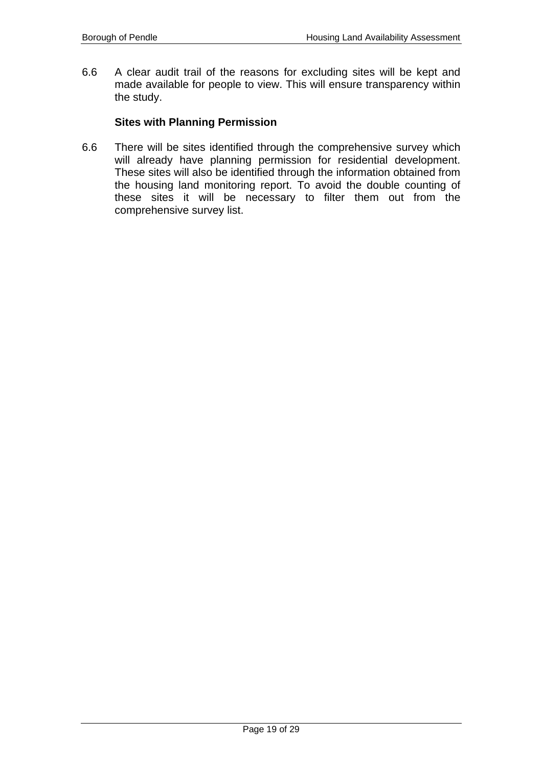6.6 A clear audit trail of the reasons for excluding sites will be kept and made available for people to view. This will ensure transparency within the study.

**Sites with Planning Permission**

6.6 There will be sites identified through the comprehensive survey which will already have planning permission for residential development. These sites will also be identified through the information obtained from the housing land monitoring report. To avoid the double counting of these sites it will be necessary to filter them out from the comprehensive survey list.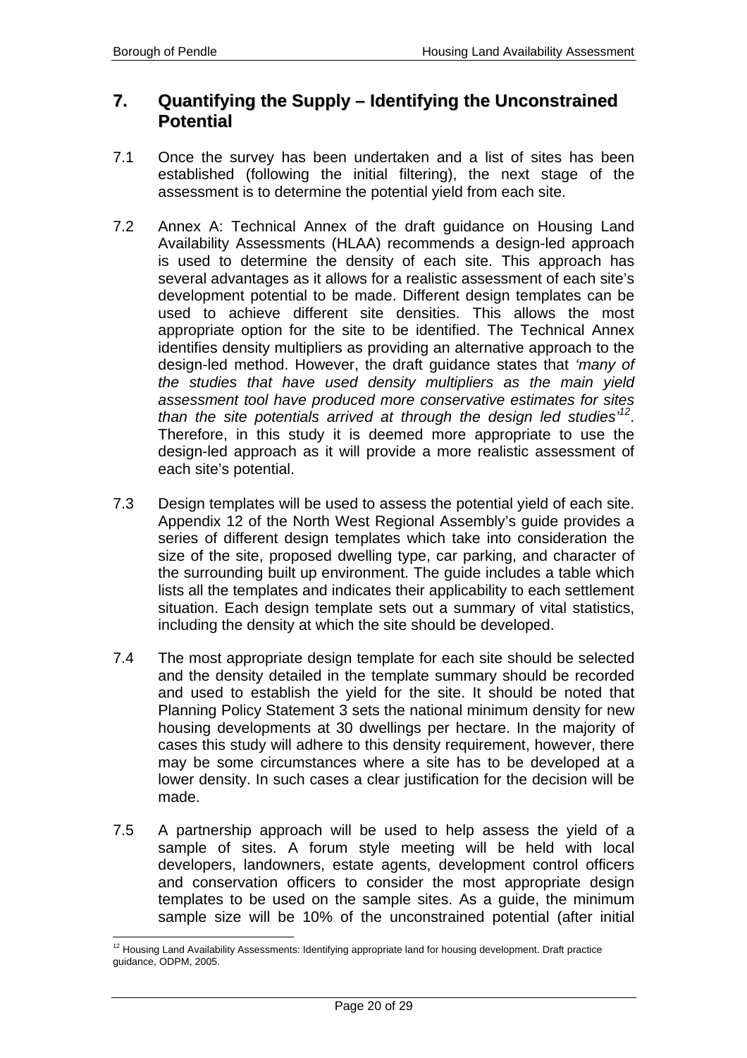## 7. Quantifying the Supply – Identifying the Unconstrained Potential

7.1 Once the survey has been undertaken and a list of sites has been established (following the initial filtering), the next stage of the assessment is to determine the potential yield from each site.

7.2 Annex A: Technical Annex of the draft guidance on Housing Land Availability Assessments (HLAA) recommends a design-led approach is used to determine the density of each site. This approach has several advantages as it allows for a realistic assessment of each site's development potential to be made. Different design templates can be used to achieve different site densities. This allows the most appropriate option for the site to be identified. The Technical Annex identifies density multipliers as providing an alternative approach to the design-led method. However, the draft guidance states that *'many of the studies that have used density multipliers as the main yield assessment tool have produced more conservative estimates for sites than the site potentials arrived at through the design led studies'*[12]. Therefore, in this study it is deemed more appropriate to use the design-led approach as it will provide a more realistic assessment of each site's potential.

7.3 Design templates will be used to assess the potential yield of each site. Appendix 12 of the North West Regional Assembly's guide provides a series of different design templates which take into consideration the size of the site, proposed dwelling type, car parking, and character of the surrounding built up environment. The guide includes a table which lists all the templates and indicates their applicability to each settlement situation. Each design template sets out a summary of vital statistics, including the density at which the site should be developed.

7.4 The most appropriate design template for each site should be selected and the density detailed in the template summary should be recorded and used to establish the yield for the site. It should be noted that Planning Policy Statement 3 sets the national minimum density for new housing developments at 30 dwellings per hectare. In the majority of cases this study will adhere to this density requirement, however, there may be some circumstances where a site has to be developed at a lower density. In such cases a clear justification for the decision will be made.

7.5 A partnership approach will be used to help assess the yield of a sample of sites. A forum style meeting will be held with local developers, landowners, estate agents, development control officers and conservation officers to consider the most appropriate design templates to be used on the sample sites. As a guide, the minimum sample size will be 10% of the unconstrained potential (after initial

---

[12] Housing Land Availability Assessments: Identifying appropriate land for housing development. Draft practice guidance, ODPM, 2005.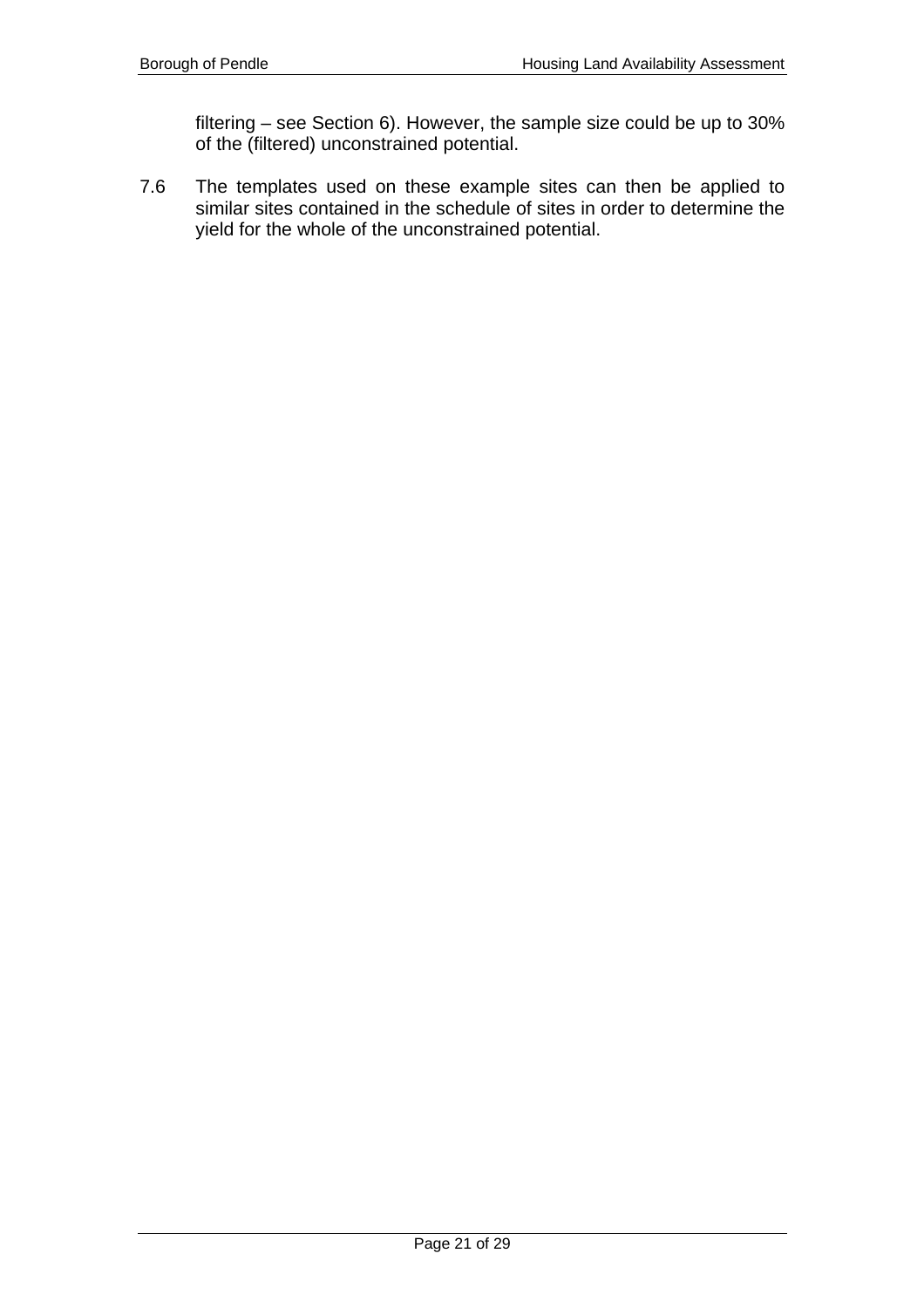filtering – see Section 6). However, the sample size could be up to 30% of the (filtered) unconstrained potential.

7.6 The templates used on these example sites can then be applied to similar sites contained in the schedule of sites in order to determine the yield for the whole of the unconstrained potential.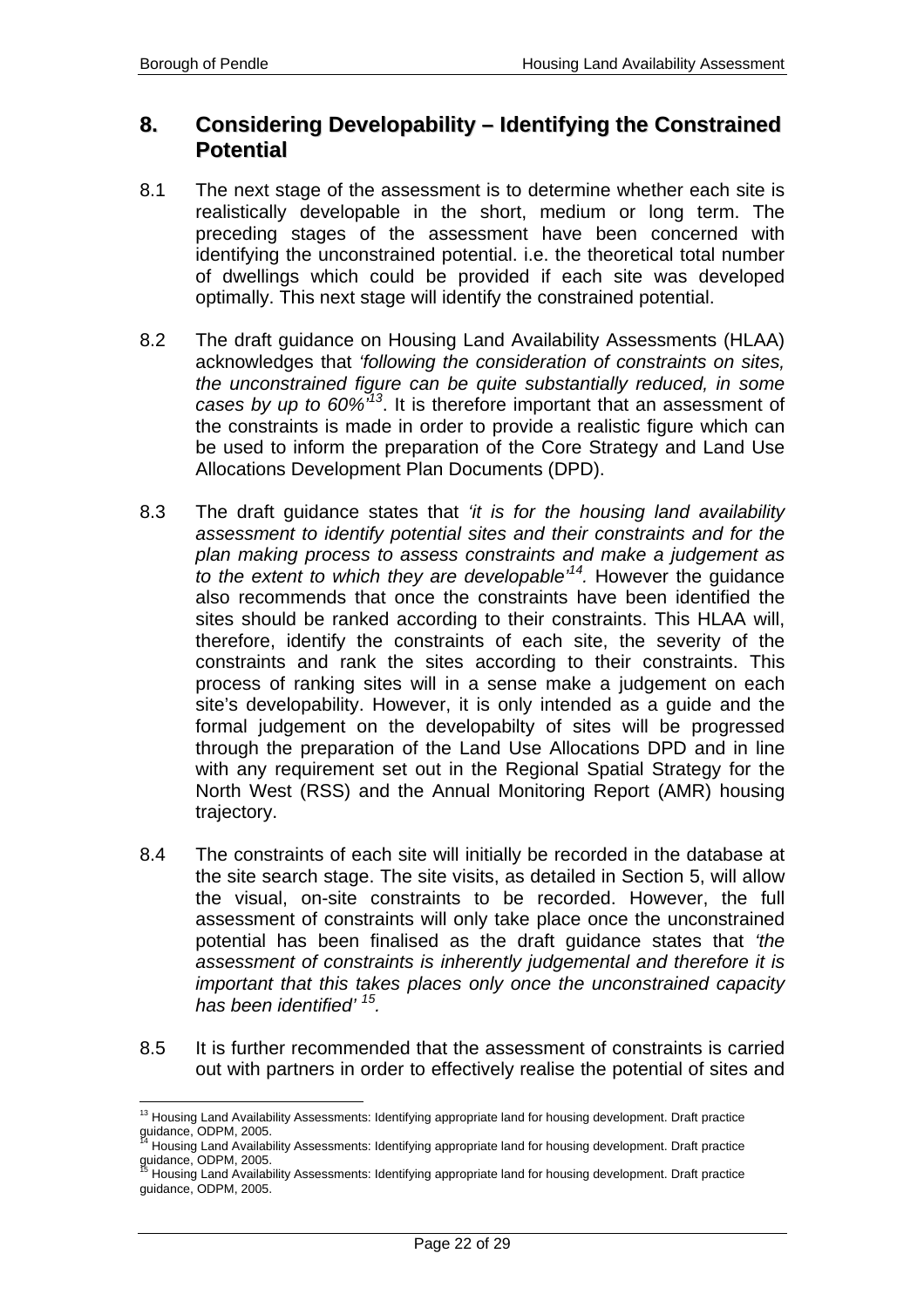## 8. Considering Developability – Identifying the Constrained Potential

8.1 The next stage of the assessment is to determine whether each site is realistically developable in the short, medium or long term. The preceding stages of the assessment have been concerned with identifying the unconstrained potential. i.e. the theoretical total number of dwellings which could be provided if each site was developed optimally. This next stage will identify the constrained potential.

8.2 The draft guidance on Housing Land Availability Assessments (HLAA) acknowledges that *'following the consideration of constraints on sites, the unconstrained figure can be quite substantially reduced, in some cases by up to 60%'*[13]. It is therefore important that an assessment of the constraints is made in order to provide a realistic figure which can be used to inform the preparation of the Core Strategy and Land Use Allocations Development Plan Documents (DPD).

8.3 The draft guidance states that *'it is for the housing land availability assessment to identify potential sites and their constraints and for the plan making process to assess constraints and make a judgement as to the extent to which they are developable'*[14]. However the guidance also recommends that once the constraints have been identified the sites should be ranked according to their constraints. This HLAA will, therefore, identify the constraints of each site, the severity of the constraints and rank the sites according to their constraints. This process of ranking sites will in a sense make a judgement on each site's developability. However, it is only intended as a guide and the formal judgement on the developabilty of sites will be progressed through the preparation of the Land Use Allocations DPD and in line with any requirement set out in the Regional Spatial Strategy for the North West (RSS) and the Annual Monitoring Report (AMR) housing trajectory.

8.4 The constraints of each site will initially be recorded in the database at the site search stage. The site visits, as detailed in Section 5, will allow the visual, on-site constraints to be recorded. However, the full assessment of constraints will only take place once the unconstrained potential has been finalised as the draft guidance states that *'the assessment of constraints is inherently judgemental and therefore it is important that this takes places only once the unconstrained capacity has been identified'* [15].

8.5 It is further recommended that the assessment of constraints is carried out with partners in order to effectively realise the potential of sites and

---

[13] Housing Land Availability Assessments: Identifying appropriate land for housing development. Draft practice guidance, ODPM, 2005.

[14] Housing Land Availability Assessments: Identifying appropriate land for housing development. Draft practice guidance, ODPM, 2005.

[15] Housing Land Availability Assessments: Identifying appropriate land for housing development. Draft practice guidance, ODPM, 2005.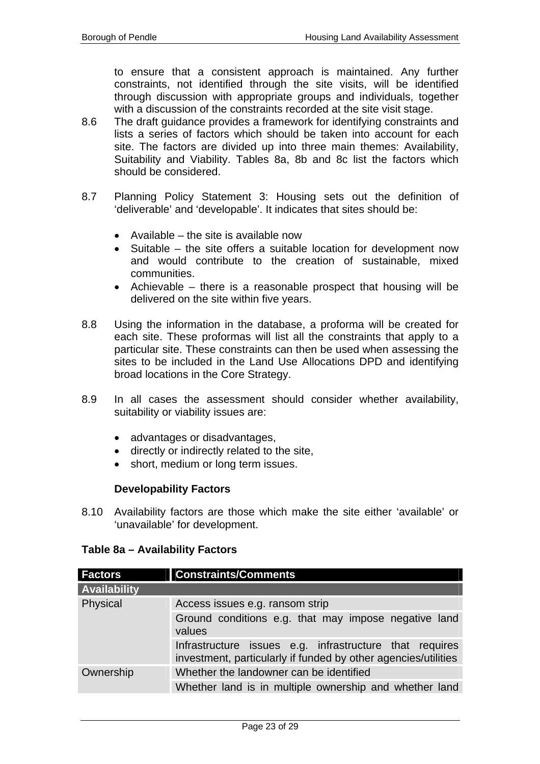to ensure that a consistent approach is maintained. Any further constraints, not identified through the site visits, will be identified through discussion with appropriate groups and individuals, together with a discussion of the constraints recorded at the site visit stage.

8.6 The draft guidance provides a framework for identifying constraints and lists a series of factors which should be taken into account for each site. The factors are divided up into three main themes: Availability, Suitability and Viability. Tables 8a, 8b and 8c list the factors which should be considered.

8.7 Planning Policy Statement 3: Housing sets out the definition of 'deliverable' and 'developable'. It indicates that sites should be:

- Available – the site is available now
- Suitable – the site offers a suitable location for development now and would contribute to the creation of sustainable, mixed communities.
- Achievable – there is a reasonable prospect that housing will be delivered on the site within five years.

8.8 Using the information in the database, a proforma will be created for each site. These proformas will list all the constraints that apply to a particular site. These constraints can then be used when assessing the sites to be included in the Land Use Allocations DPD and identifying broad locations in the Core Strategy.

8.9 In all cases the assessment should consider whether availability, suitability or viability issues are:

- advantages or disadvantages,
- directly or indirectly related to the site,
- short, medium or long term issues.

**Developability Factors**

8.10 Availability factors are those which make the site either 'available' or 'unavailable' for development.

**Table 8a – Availability Factors**

| Factors | Constraints/Comments |
|---|---|
| **Availability** | |
| Physical | Access issues e.g. ransom strip |
| | Ground conditions e.g. that may impose negative land values |
| | Infrastructure issues e.g. infrastructure that requires investment, particularly if funded by other agencies/utilities |
| Ownership | Whether the landowner can be identified |
| | Whether land is in multiple ownership and whether land |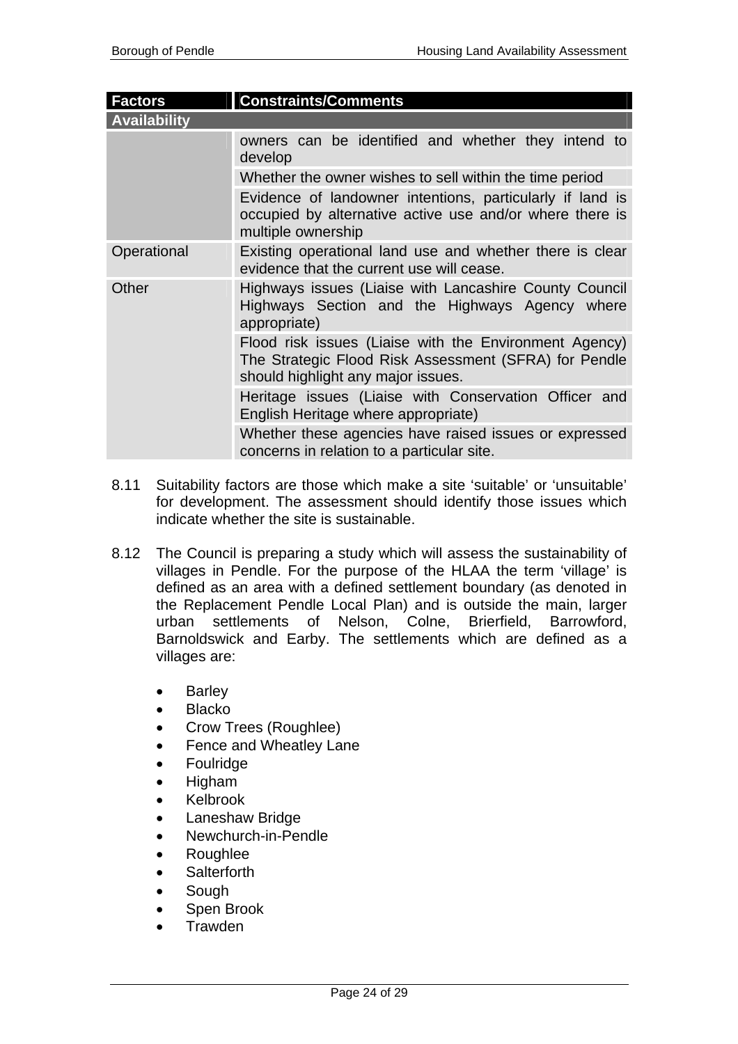| Factors | Constraints/Comments |
|---|---|
| **Availability** | |
| | owners can be identified and whether they intend to develop |
| | Whether the owner wishes to sell within the time period |
| | Evidence of landowner intentions, particularly if land is occupied by alternative active use and/or where there is multiple ownership |
| Operational | Existing operational land use and whether there is clear evidence that the current use will cease. |
| Other | Highways issues (Liaise with Lancashire County Council Highways Section and the Highways Agency where appropriate) |
| | Flood risk issues (Liaise with the Environment Agency) The Strategic Flood Risk Assessment (SFRA) for Pendle should highlight any major issues. |
| | Heritage issues (Liaise with Conservation Officer and English Heritage where appropriate) |
| | Whether these agencies have raised issues or expressed concerns in relation to a particular site. |

8.11 Suitability factors are those which make a site 'suitable' or 'unsuitable' for development. The assessment should identify those issues which indicate whether the site is sustainable.

8.12 The Council is preparing a study which will assess the sustainability of villages in Pendle. For the purpose of the HLAA the term 'village' is defined as an area with a defined settlement boundary (as denoted in the Replacement Pendle Local Plan) and is outside the main, larger urban settlements of Nelson, Colne, Brierfield, Barrowford, Barnoldswick and Earby. The settlements which are defined as a villages are:

- Barley
- Blacko
- Crow Trees (Roughlee)
- Fence and Wheatley Lane
- Foulridge
- Higham
- Kelbrook
- Laneshaw Bridge
- Newchurch-in-Pendle
- Roughlee
- Salterforth
- Sough
- Spen Brook
- Trawden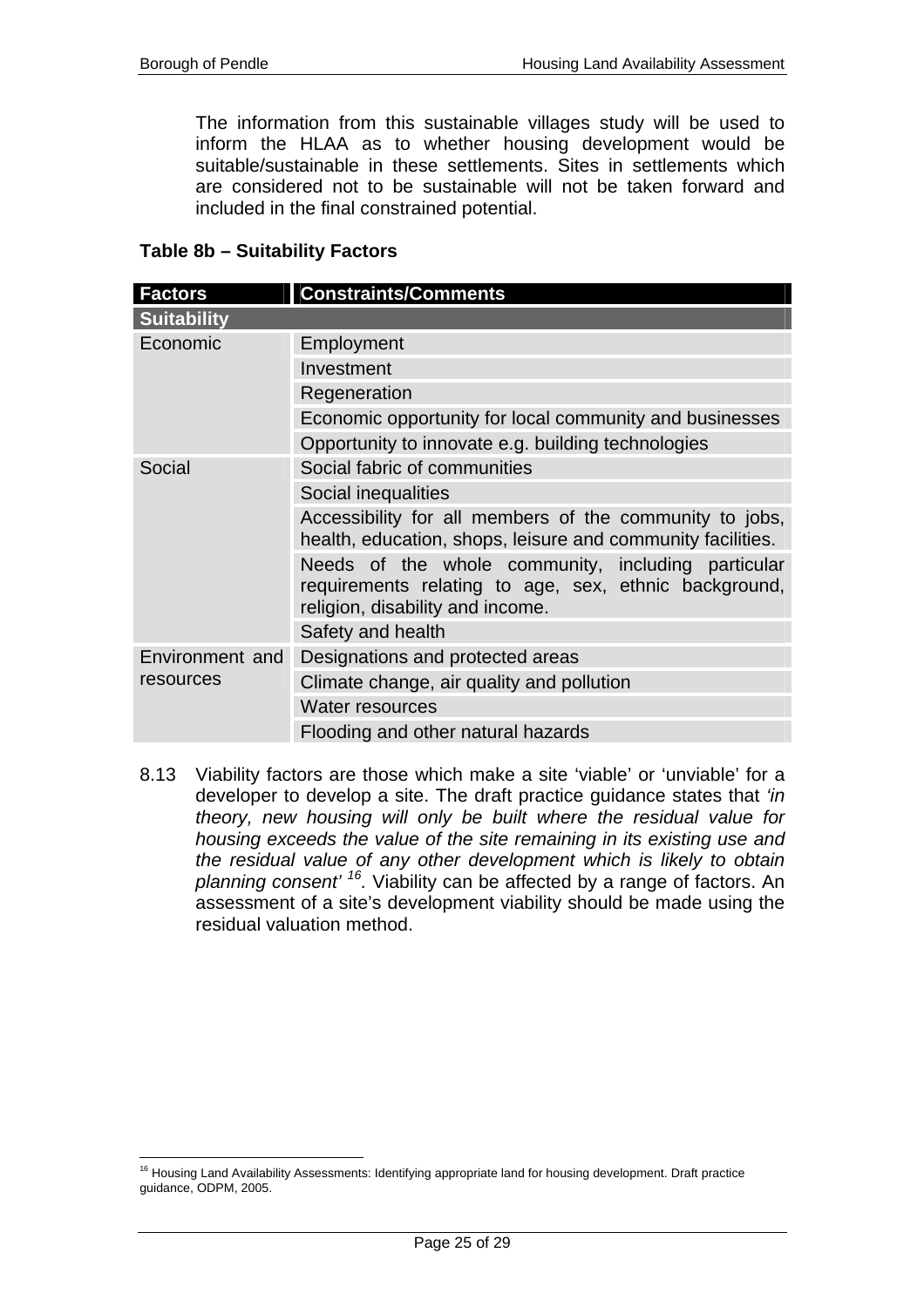The information from this sustainable villages study will be used to inform the HLAA as to whether housing development would be suitable/sustainable in these settlements. Sites in settlements which are considered not to be sustainable will not be taken forward and included in the final constrained potential.

**Table 8b – Suitability Factors**

| Factors | Constraints/Comments |
|---|---|
| **Suitability** | |
| Economic | Employment |
| | Investment |
| | Regeneration |
| | Economic opportunity for local community and businesses |
| | Opportunity to innovate e.g. building technologies |
| Social | Social fabric of communities |
| | Social inequalities |
| | Accessibility for all members of the community to jobs, health, education, shops, leisure and community facilities. |
| | Needs of the whole community, including particular requirements relating to age, sex, ethnic background, religion, disability and income. |
| | Safety and health |
| Environment and resources | Designations and protected areas |
| | Climate change, air quality and pollution |
| | Water resources |
| | Flooding and other natural hazards |

8.13 Viability factors are those which make a site 'viable' or 'unviable' for a developer to develop a site. The draft practice guidance states that *'in theory, new housing will only be built where the residual value for housing exceeds the value of the site remaining in its existing use and the residual value of any other development which is likely to obtain planning consent'* [16]. Viability can be affected by a range of factors. An assessment of a site's development viability should be made using the residual valuation method.

[16] Housing Land Availability Assessments: Identifying appropriate land for housing development. Draft practice guidance, ODPM, 2005.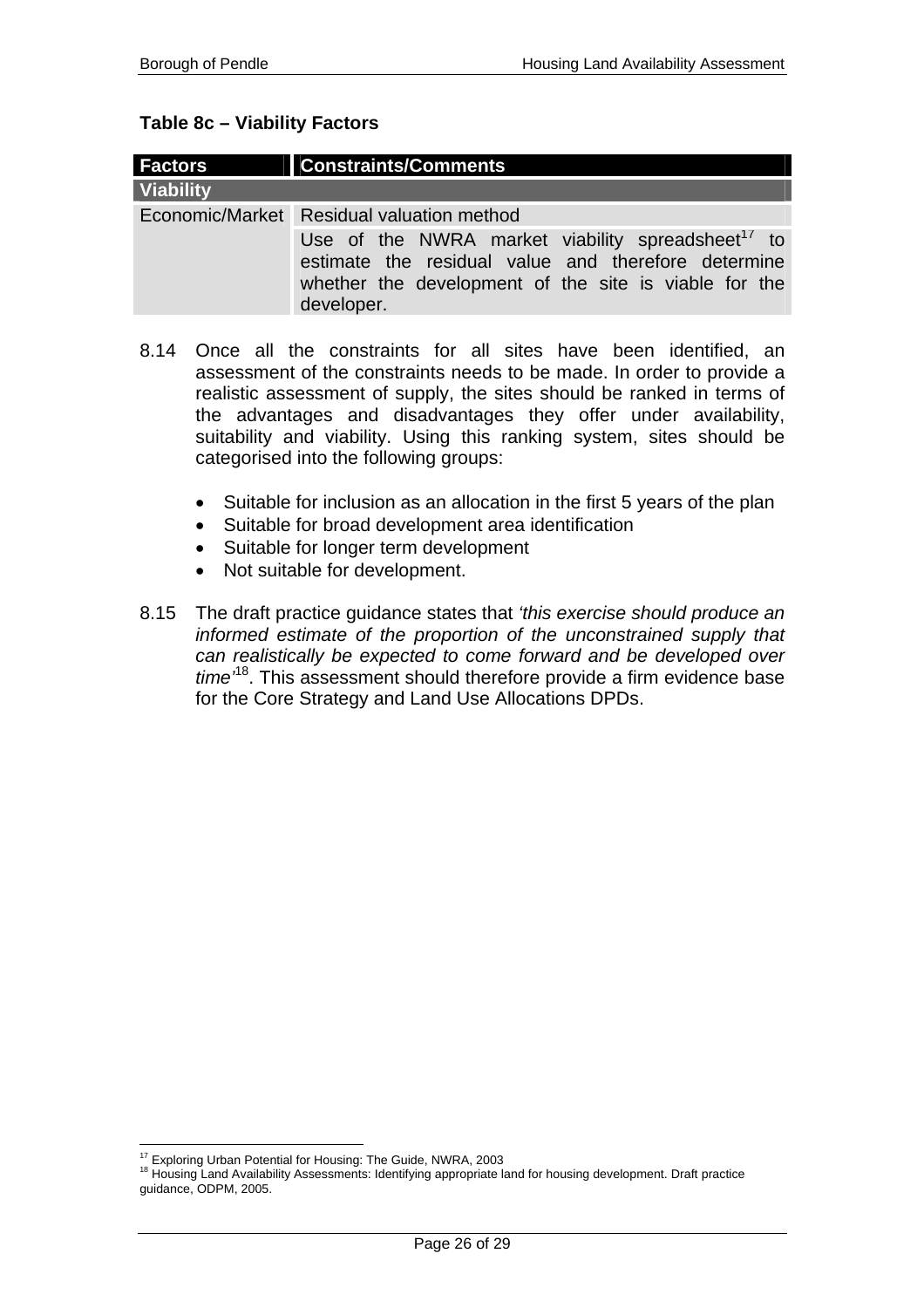**Table 8c – Viability Factors**

| Factors | Constraints/Comments |
|---|---|
| **Viability** | |
| Economic/Market | Residual valuation method |
| | Use of the NWRA market viability spreadsheet[17] to estimate the residual value and therefore determine whether the development of the site is viable for the developer. |

8.14 Once all the constraints for all sites have been identified, an assessment of the constraints needs to be made. In order to provide a realistic assessment of supply, the sites should be ranked in terms of the advantages and disadvantages they offer under availability, suitability and viability. Using this ranking system, sites should be categorised into the following groups:

- Suitable for inclusion as an allocation in the first 5 years of the plan
- Suitable for broad development area identification
- Suitable for longer term development
- Not suitable for development.

8.15 The draft practice guidance states that *'this exercise should produce an informed estimate of the proportion of the unconstrained supply that can realistically be expected to come forward and be developed over time'*[18]. This assessment should therefore provide a firm evidence base for the Core Strategy and Land Use Allocations DPDs.

[17] Exploring Urban Potential for Housing: The Guide, NWRA, 2003
[18] Housing Land Availability Assessments: Identifying appropriate land for housing development. Draft practice guidance, ODPM, 2005.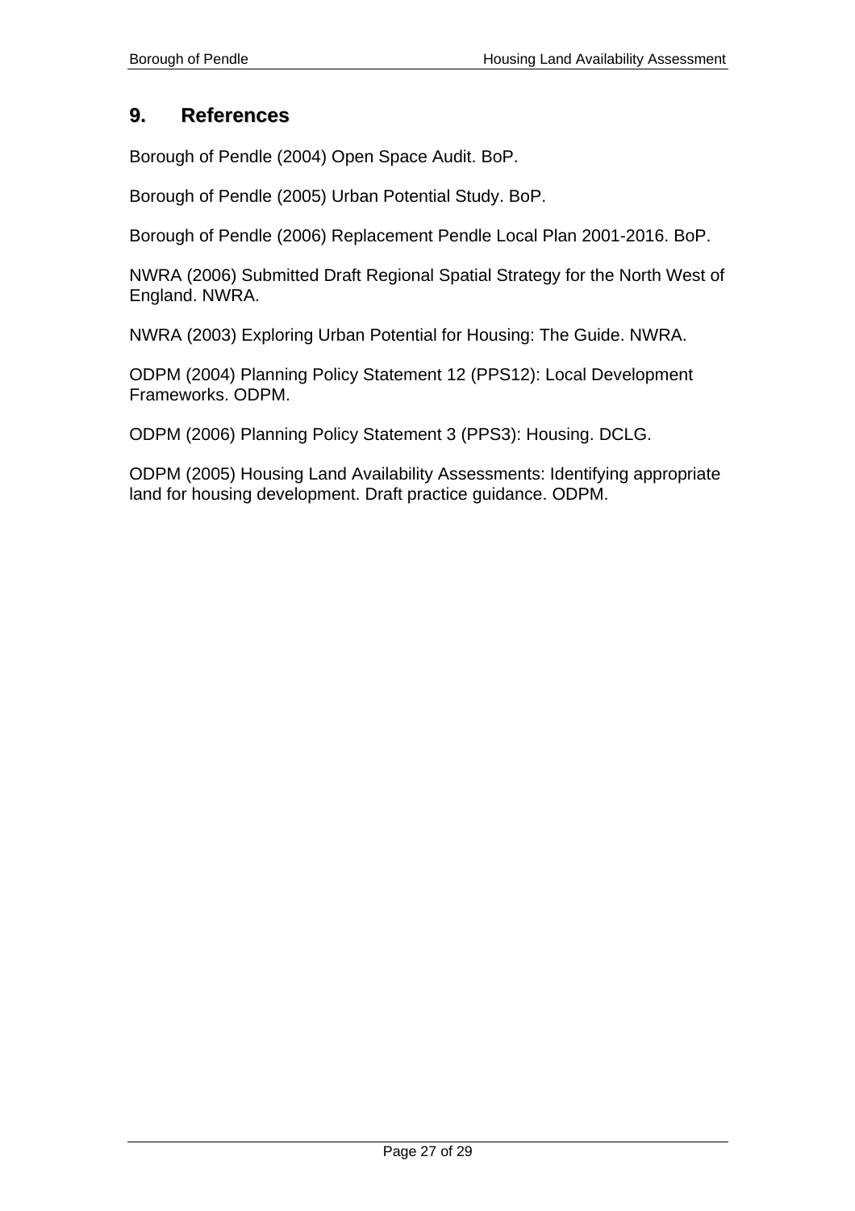## 9. References

Borough of Pendle (2004) Open Space Audit. BoP.

Borough of Pendle (2005) Urban Potential Study. BoP.

Borough of Pendle (2006) Replacement Pendle Local Plan 2001-2016. BoP.

NWRA (2006) Submitted Draft Regional Spatial Strategy for the North West of England. NWRA.

NWRA (2003) Exploring Urban Potential for Housing: The Guide. NWRA.

ODPM (2004) Planning Policy Statement 12 (PPS12): Local Development Frameworks. ODPM.

ODPM (2006) Planning Policy Statement 3 (PPS3): Housing. DCLG.

ODPM (2005) Housing Land Availability Assessments: Identifying appropriate land for housing development. Draft practice guidance. ODPM.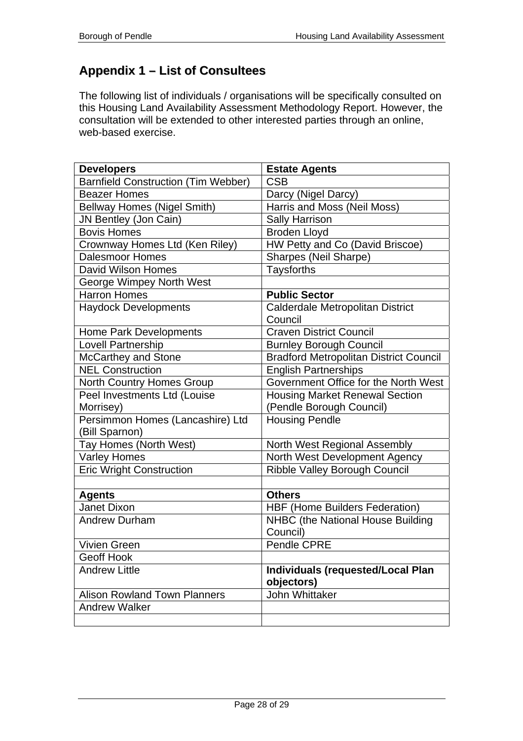## Appendix 1 – List of Consultees

The following list of individuals / organisations will be specifically consulted on this Housing Land Availability Assessment Methodology Report. However, the consultation will be extended to other interested parties through an online, web-based exercise.

| **Developers** | **Estate Agents** |
|---|---|
| Barnfield Construction (Tim Webber) | CSB |
| Beazer Homes | Darcy (Nigel Darcy) |
| Bellway Homes (Nigel Smith) | Harris and Moss (Neil Moss) |
| JN Bentley (Jon Cain) | Sally Harrison |
| Bovis Homes | Broden Lloyd |
| Crownway Homes Ltd (Ken Riley) | HW Petty and Co (David Briscoe) |
| Dalesmoor Homes | Sharpes (Neil Sharpe) |
| David Wilson Homes | Taysforths |
| George Wimpey North West | |
| Harron Homes | **Public Sector** |
| Haydock Developments | Calderdale Metropolitan District Council |
| Home Park Developments | Craven District Council |
| Lovell Partnership | Burnley Borough Council |
| McCarthey and Stone | Bradford Metropolitan District Council |
| NEL Construction | English Partnerships |
| North Country Homes Group | Government Office for the North West |
| Peel Investments Ltd (Louise Morrisey) | Housing Market Renewal Section (Pendle Borough Council) |
| Persimmon Homes (Lancashire) Ltd (Bill Sparnon) | Housing Pendle |
| Tay Homes (North West) | North West Regional Assembly |
| Varley Homes | North West Development Agency |
| Eric Wright Construction | Ribble Valley Borough Council |
| | |
| **Agents** | **Others** |
| Janet Dixon | HBF (Home Builders Federation) |
| Andrew Durham | NHBC (the National House Building Council) |
| Vivien Green | Pendle CPRE |
| Geoff Hook | |
| Andrew Little | **Individuals (requested/Local Plan objectors)** |
| Alison Rowland Town Planners | John Whittaker |
| Andrew Walker | |
| | |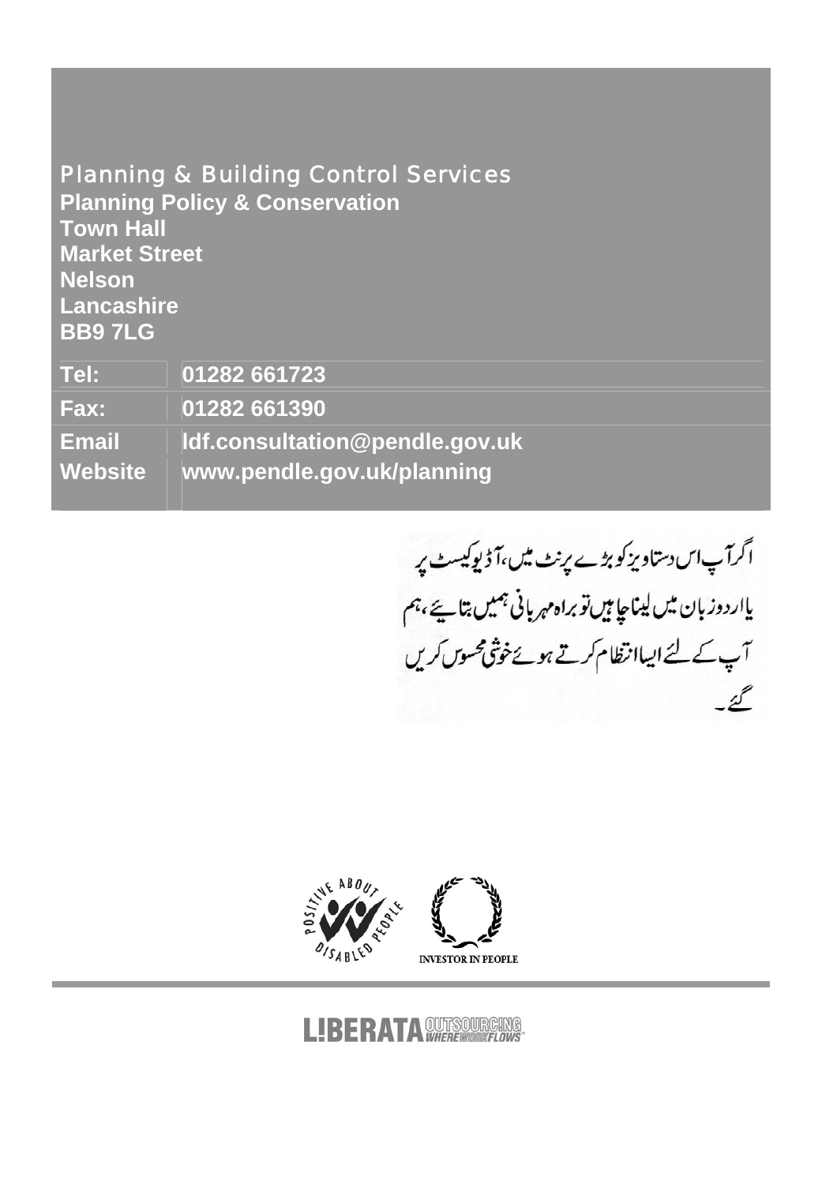Planning & Building Control Services
**Planning Policy & Conservation**
**Town Hall**
**Market Street**
**Nelson**
**Lancashire**
**BB9 7LG**

| | |
|---|---|
| **Tel:** | **01282 661723** |
| **Fax:** | **01282 661390** |
| **Email** | **ldf.consultation@pendle.gov.uk** |
| **Website** | **www.pendle.gov.uk/planning** |

اگر آپ اس دستاویز کو بڑے پرنٹ میں، آڈیو کیسٹ پر
یا اردو زبان میں لینا چاہیں تو براہ مہربانی ہمیں بتائیے، ہم
آپ کے لئے ایسا انتظام کرتے ہوئے خوشی محسوس کریں
گے۔

POSITIVE ABOUT DISABLED PEOPLE

INVESTOR IN PEOPLE

LIBERATA OUTSOURCING WHERE WORK FLOWS